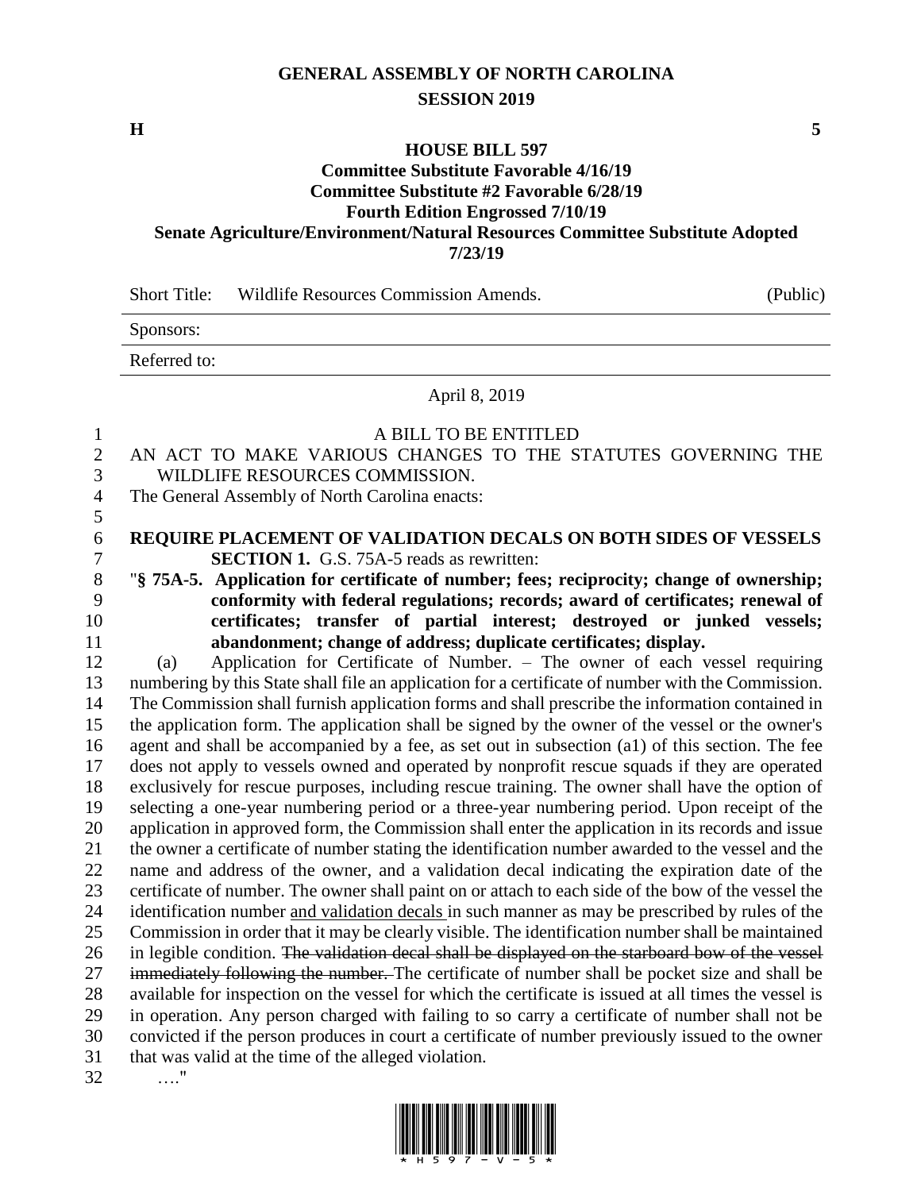# GENERAL ASSEMBLY OF NORTH CAROLINA
## SESSION 2019

**H** **5**

### HOUSE BILL 597
**Committee Substitute Favorable 4/16/19**
**Committee Substitute #2 Favorable 6/28/19**
**Fourth Edition Engrossed 7/10/19**
**Senate Agriculture/Environment/Natural Resources Committee Substitute Adopted 7/23/19**

| Short Title: | Wildlife Resources Commission Amends. | (Public) |
|---|---|---|
| Sponsors: | | |
| Referred to: | | |

April 8, 2019

A BILL TO BE ENTITLED

AN ACT TO MAKE VARIOUS CHANGES TO THE STATUTES GOVERNING THE WILDLIFE RESOURCES COMMISSION.

The General Assembly of North Carolina enacts:

**REQUIRE PLACEMENT OF VALIDATION DECALS ON BOTH SIDES OF VESSELS**

**SECTION 1.** G.S. 75A-5 reads as rewritten:

"**§ 75A-5. Application for certificate of number; fees; reciprocity; change of ownership; conformity with federal regulations; records; award of certificates; renewal of certificates; transfer of partial interest; destroyed or junked vessels; abandonment; change of address; duplicate certificates; display.**

(a) Application for Certificate of Number. – The owner of each vessel requiring numbering by this State shall file an application for a certificate of number with the Commission. The Commission shall furnish application forms and shall prescribe the information contained in the application form. The application shall be signed by the owner of the vessel or the owner's agent and shall be accompanied by a fee, as set out in subsection (a1) of this section. The fee does not apply to vessels owned and operated by nonprofit rescue squads if they are operated exclusively for rescue purposes, including rescue training. The owner shall have the option of selecting a one-year numbering period or a three-year numbering period. Upon receipt of the application in approved form, the Commission shall enter the application in its records and issue the owner a certificate of number stating the identification number awarded to the vessel and the name and address of the owner, and a validation decal indicating the expiration date of the certificate of number. The owner shall paint on or attach to each side of the bow of the vessel the identification number <u>and validation decals</u> in such manner as may be prescribed by rules of the Commission in order that it may be clearly visible. The identification number shall be maintained in legible condition. ~~The validation decal shall be displayed on the starboard bow of the vessel immediately following the number.~~ The certificate of number shall be pocket size and shall be available for inspection on the vessel for which the certificate is issued at all times the vessel is in operation. Any person charged with failing to so carry a certificate of number shall not be convicted if the person produces in court a certificate of number previously issued to the owner that was valid at the time of the alleged violation.

…."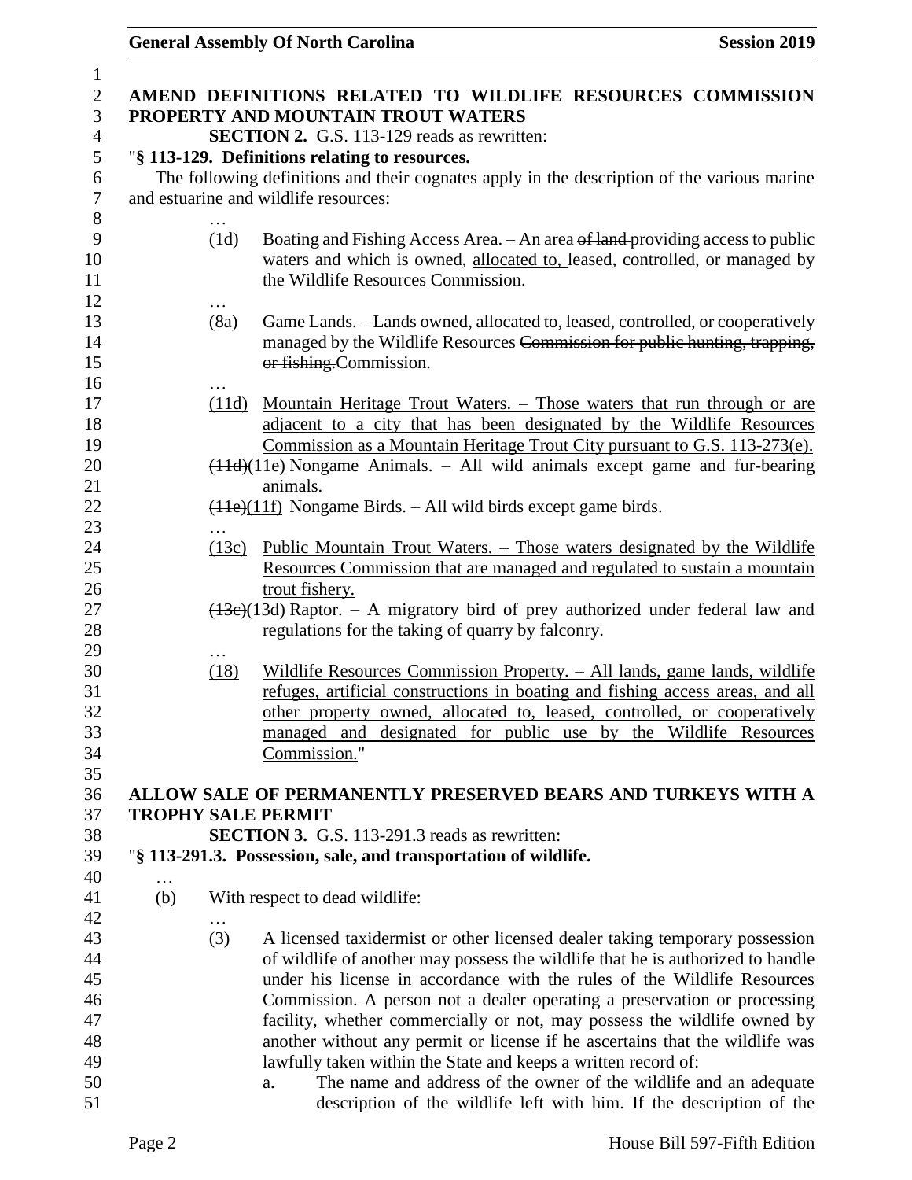**AMEND DEFINITIONS RELATED TO WILDLIFE RESOURCES COMMISSION PROPERTY AND MOUNTAIN TROUT WATERS**

**SECTION 2.** G.S. 113-129 reads as rewritten:

"**§ 113-129. Definitions relating to resources.**

The following definitions and their cognates apply in the description of the various marine and estuarine and wildlife resources:

…

(1d) Boating and Fishing Access Area. – An area ~~of land~~ providing access to public waters and which is owned, allocated to, leased, controlled, or managed by the Wildlife Resources Commission.

…

(8a) Game Lands. – Lands owned, allocated to, leased, controlled, or cooperatively managed by the Wildlife Resources ~~Commission for public hunting, trapping, or fishing.~~Commission.

…

(11d) Mountain Heritage Trout Waters. – Those waters that run through or are adjacent to a city that has been designated by the Wildlife Resources Commission as a Mountain Heritage Trout City pursuant to G.S. 113-273(e).

~~(11d)~~(11e) Nongame Animals. – All wild animals except game and fur-bearing animals.

~~(11e)~~(11f) Nongame Birds. – All wild birds except game birds.

…

(13c) Public Mountain Trout Waters. – Those waters designated by the Wildlife Resources Commission that are managed and regulated to sustain a mountain trout fishery.

~~(13c)~~(13d) Raptor. – A migratory bird of prey authorized under federal law and regulations for the taking of quarry by falconry.

…

(18) Wildlife Resources Commission Property. – All lands, game lands, wildlife refuges, artificial constructions in boating and fishing access areas, and all other property owned, allocated to, leased, controlled, or cooperatively managed and designated for public use by the Wildlife Resources Commission."

**ALLOW SALE OF PERMANENTLY PRESERVED BEARS AND TURKEYS WITH A TROPHY SALE PERMIT**

**SECTION 3.** G.S. 113-291.3 reads as rewritten:

"**§ 113-291.3. Possession, sale, and transportation of wildlife.**

…

(b) With respect to dead wildlife:

…

(3) A licensed taxidermist or other licensed dealer taking temporary possession of wildlife of another may possess the wildlife that he is authorized to handle under his license in accordance with the rules of the Wildlife Resources Commission. A person not a dealer operating a preservation or processing facility, whether commercially or not, may possess the wildlife owned by another without any permit or license if he ascertains that the wildlife was lawfully taken within the State and keeps a written record of:

a. The name and address of the owner of the wildlife and an adequate description of the wildlife left with him. If the description of the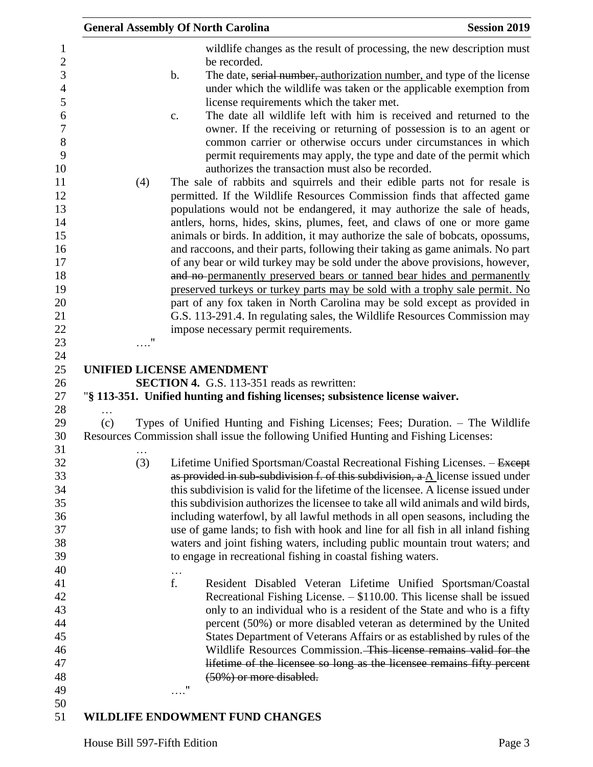wildlife changes as the result of processing, the new description must be recorded.

b. The date, ~~serial number,~~ authorization number, and type of the license under which the wildlife was taken or the applicable exemption from license requirements which the taker met.

c. The date all wildlife left with him is received and returned to the owner. If the receiving or returning of possession is to an agent or common carrier or otherwise occurs under circumstances in which permit requirements may apply, the type and date of the permit which authorizes the transaction must also be recorded.

(4) The sale of rabbits and squirrels and their edible parts not for resale is permitted. If the Wildlife Resources Commission finds that affected game populations would not be endangered, it may authorize the sale of heads, antlers, horns, hides, skins, plumes, feet, and claws of one or more game animals or birds. In addition, it may authorize the sale of bobcats, opossums, and raccoons, and their parts, following their taking as game animals. No part of any bear or wild turkey may be sold under the above provisions, however, ~~and no~~ permanently preserved bears or tanned bear hides and permanently preserved turkeys or turkey parts may be sold with a trophy sale permit. No part of any fox taken in North Carolina may be sold except as provided in G.S. 113-291.4. In regulating sales, the Wildlife Resources Commission may impose necessary permit requirements.

…."

**UNIFIED LICENSE AMENDMENT**

**SECTION 4.** G.S. 113-351 reads as rewritten:

"**§ 113-351. Unified hunting and fishing licenses; subsistence license waiver.**

…

(c) Types of Unified Hunting and Fishing Licenses; Fees; Duration. – The Wildlife Resources Commission shall issue the following Unified Hunting and Fishing Licenses:

…

(3) Lifetime Unified Sportsman/Coastal Recreational Fishing Licenses. – ~~Except as provided in sub-subdivision f. of this subdivision, a~~ A license issued under this subdivision is valid for the lifetime of the licensee. A license issued under this subdivision authorizes the licensee to take all wild animals and wild birds, including waterfowl, by all lawful methods in all open seasons, including the use of game lands; to fish with hook and line for all fish in all inland fishing waters and joint fishing waters, including public mountain trout waters; and to engage in recreational fishing in coastal fishing waters.

…

f. Resident Disabled Veteran Lifetime Unified Sportsman/Coastal Recreational Fishing License. – $110.00. This license shall be issued only to an individual who is a resident of the State and who is a fifty percent (50%) or more disabled veteran as determined by the United States Department of Veterans Affairs or as established by rules of the Wildlife Resources Commission. ~~This license remains valid for the lifetime of the licensee so long as the licensee remains fifty percent (50%) or more disabled.~~

…."

**WILDLIFE ENDOWMENT FUND CHANGES**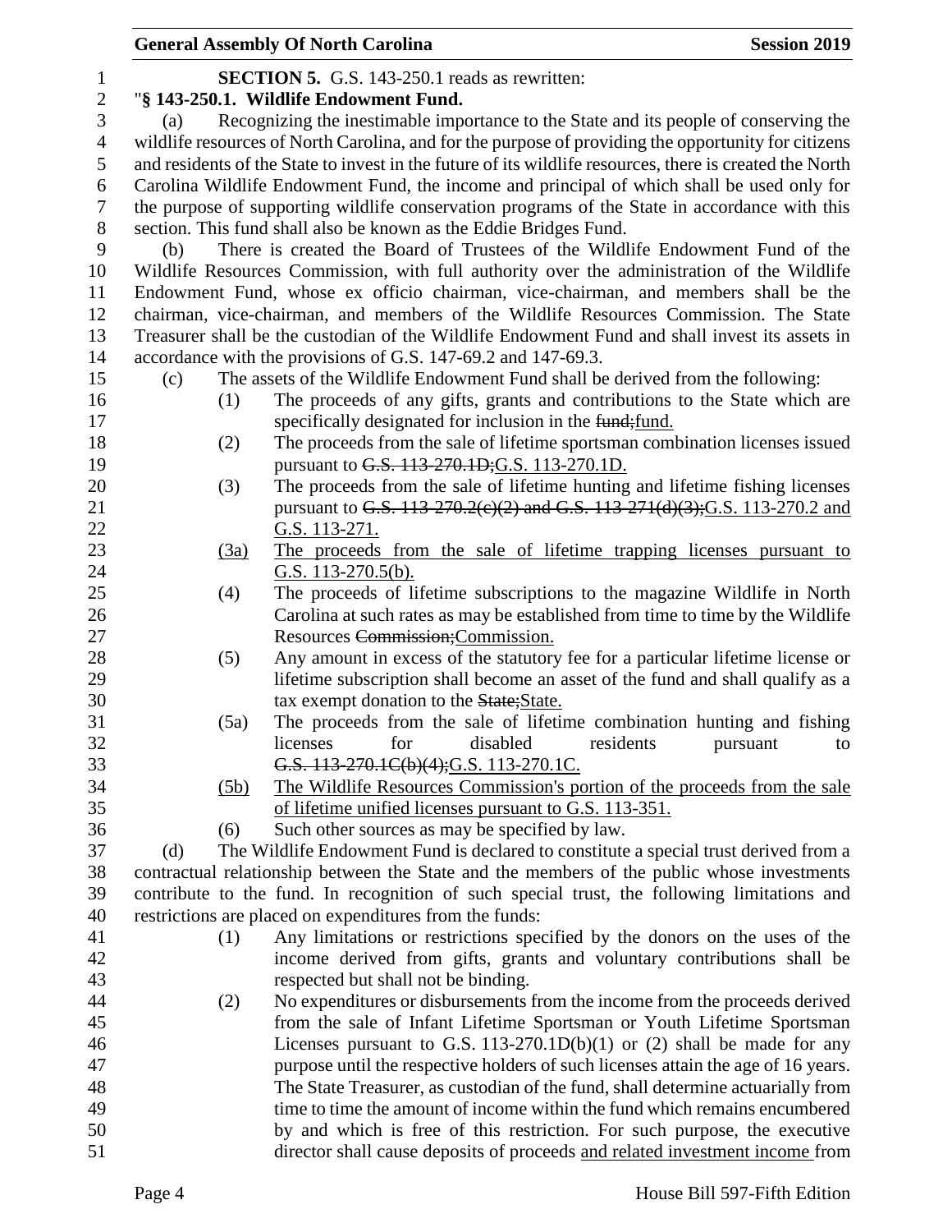**SECTION 5.** G.S. 143-250.1 reads as rewritten:

"**§ 143-250.1. Wildlife Endowment Fund.**

(a) Recognizing the inestimable importance to the State and its people of conserving the wildlife resources of North Carolina, and for the purpose of providing the opportunity for citizens and residents of the State to invest in the future of its wildlife resources, there is created the North Carolina Wildlife Endowment Fund, the income and principal of which shall be used only for the purpose of supporting wildlife conservation programs of the State in accordance with this section. This fund shall also be known as the Eddie Bridges Fund.

(b) There is created the Board of Trustees of the Wildlife Endowment Fund of the Wildlife Resources Commission, with full authority over the administration of the Wildlife Endowment Fund, whose ex officio chairman, vice-chairman, and members shall be the chairman, vice-chairman, and members of the Wildlife Resources Commission. The State Treasurer shall be the custodian of the Wildlife Endowment Fund and shall invest its assets in accordance with the provisions of G.S. 147-69.2 and 147-69.3.

(c) The assets of the Wildlife Endowment Fund shall be derived from the following:

(1) The proceeds of any gifts, grants and contributions to the State which are specifically designated for inclusion in the ~~fund;~~<u>fund.</u>

(2) The proceeds from the sale of lifetime sportsman combination licenses issued pursuant to ~~G.S. 113-270.1D;~~<u>G.S. 113-270.1D.</u>

(3) The proceeds from the sale of lifetime hunting and lifetime fishing licenses pursuant to ~~G.S. 113-270.2(c)(2) and G.S. 113-271(d)(3);~~<u>G.S. 113-270.2 and G.S. 113-271.</u>

<u>(3a) The proceeds from the sale of lifetime trapping licenses pursuant to G.S. 113-270.5(b).</u>

(4) The proceeds of lifetime subscriptions to the magazine Wildlife in North Carolina at such rates as may be established from time to time by the Wildlife Resources ~~Commission;~~<u>Commission.</u>

(5) Any amount in excess of the statutory fee for a particular lifetime license or lifetime subscription shall become an asset of the fund and shall qualify as a tax exempt donation to the ~~State;~~<u>State.</u>

(5a) The proceeds from the sale of lifetime combination hunting and fishing licenses for disabled residents pursuant to ~~G.S. 113-270.1C(b)(4);~~<u>G.S. 113-270.1C.</u>

<u>(5b) The Wildlife Resources Commission's portion of the proceeds from the sale of lifetime unified licenses pursuant to G.S. 113-351.</u>

(6) Such other sources as may be specified by law.

(d) The Wildlife Endowment Fund is declared to constitute a special trust derived from a contractual relationship between the State and the members of the public whose investments contribute to the fund. In recognition of such special trust, the following limitations and restrictions are placed on expenditures from the funds:

(1) Any limitations or restrictions specified by the donors on the uses of the income derived from gifts, grants and voluntary contributions shall be respected but shall not be binding.

(2) No expenditures or disbursements from the income from the proceeds derived from the sale of Infant Lifetime Sportsman or Youth Lifetime Sportsman Licenses pursuant to G.S. 113-270.1D(b)(1) or (2) shall be made for any purpose until the respective holders of such licenses attain the age of 16 years. The State Treasurer, as custodian of the fund, shall determine actuarially from time to time the amount of income within the fund which remains encumbered by and which is free of this restriction. For such purpose, the executive director shall cause deposits of proceeds <u>and related investment income</u> from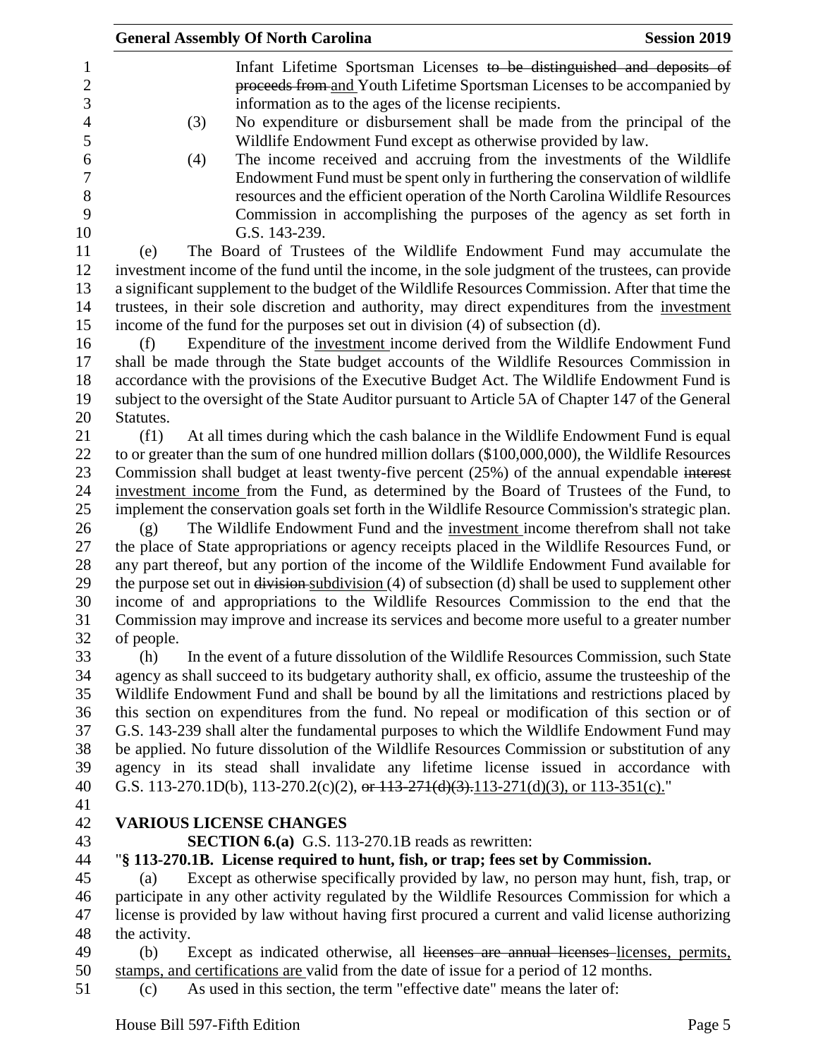Infant Lifetime Sportsman Licenses ~~to be distinguished and deposits of proceeds from~~ and Youth Lifetime Sportsman Licenses to be accompanied by information as to the ages of the license recipients.

(3) No expenditure or disbursement shall be made from the principal of the Wildlife Endowment Fund except as otherwise provided by law.

(4) The income received and accruing from the investments of the Wildlife Endowment Fund must be spent only in furthering the conservation of wildlife resources and the efficient operation of the North Carolina Wildlife Resources Commission in accomplishing the purposes of the agency as set forth in G.S. 143-239.

(e) The Board of Trustees of the Wildlife Endowment Fund may accumulate the investment income of the fund until the income, in the sole judgment of the trustees, can provide a significant supplement to the budget of the Wildlife Resources Commission. After that time the trustees, in their sole discretion and authority, may direct expenditures from the <u>investment</u> income of the fund for the purposes set out in division (4) of subsection (d).

(f) Expenditure of the <u>investment</u> income derived from the Wildlife Endowment Fund shall be made through the State budget accounts of the Wildlife Resources Commission in accordance with the provisions of the Executive Budget Act. The Wildlife Endowment Fund is subject to the oversight of the State Auditor pursuant to Article 5A of Chapter 147 of the General Statutes.

(f1) At all times during which the cash balance in the Wildlife Endowment Fund is equal to or greater than the sum of one hundred million dollars ($100,000,000), the Wildlife Resources Commission shall budget at least twenty-five percent (25%) of the annual expendable ~~interest~~ <u>investment income</u> from the Fund, as determined by the Board of Trustees of the Fund, to implement the conservation goals set forth in the Wildlife Resource Commission's strategic plan.

(g) The Wildlife Endowment Fund and the <u>investment</u> income therefrom shall not take the place of State appropriations or agency receipts placed in the Wildlife Resources Fund, or any part thereof, but any portion of the income of the Wildlife Endowment Fund available for the purpose set out in ~~division~~ <u>subdivision</u> (4) of subsection (d) shall be used to supplement other income of and appropriations to the Wildlife Resources Commission to the end that the Commission may improve and increase its services and become more useful to a greater number of people.

(h) In the event of a future dissolution of the Wildlife Resources Commission, such State agency as shall succeed to its budgetary authority shall, ex officio, assume the trusteeship of the Wildlife Endowment Fund and shall be bound by all the limitations and restrictions placed by this section on expenditures from the fund. No repeal or modification of this section or of G.S. 143-239 shall alter the fundamental purposes to which the Wildlife Endowment Fund may be applied. No future dissolution of the Wildlife Resources Commission or substitution of any agency in its stead shall invalidate any lifetime license issued in accordance with G.S. 113-270.1D(b), 113-270.2(c)(2), ~~or 113-271(d)(3).~~ <u>113-271(d)(3), or 113-351(c).</u>"

**VARIOUS LICENSE CHANGES**

**SECTION 6.(a)** G.S. 113-270.1B reads as rewritten:

"**§ 113-270.1B. License required to hunt, fish, or trap; fees set by Commission.**

(a) Except as otherwise specifically provided by law, no person may hunt, fish, trap, or participate in any other activity regulated by the Wildlife Resources Commission for which a license is provided by law without having first procured a current and valid license authorizing the activity.

(b) Except as indicated otherwise, all ~~licenses are annual licenses~~ <u>licenses, permits, stamps, and certifications are</u> valid from the date of issue for a period of 12 months.

(c) As used in this section, the term "effective date" means the later of: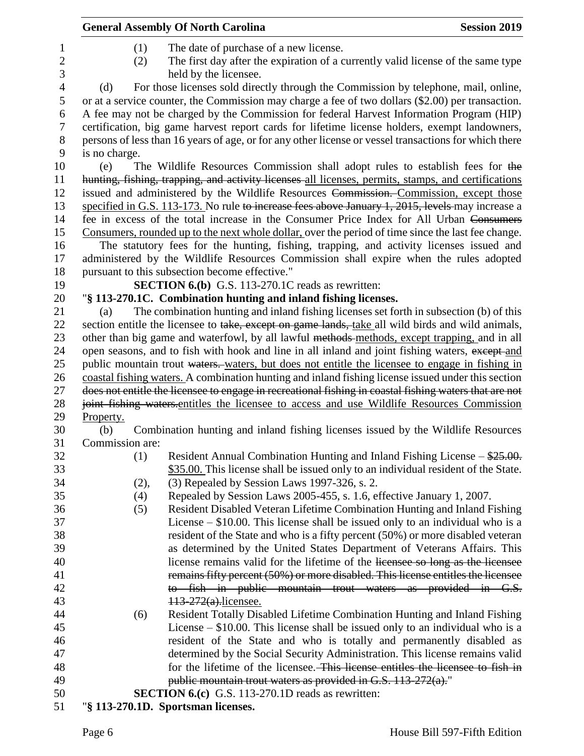(1) The date of purchase of a new license.

(2) The first day after the expiration of a currently valid license of the same type held by the licensee.

(d) For those licenses sold directly through the Commission by telephone, mail, online, or at a service counter, the Commission may charge a fee of two dollars ($2.00) per transaction. A fee may not be charged by the Commission for federal Harvest Information Program (HIP) certification, big game harvest report cards for lifetime license holders, exempt landowners, persons of less than 16 years of age, or for any other license or vessel transactions for which there is no charge.

(e) The Wildlife Resources Commission shall adopt rules to establish fees for ~~the hunting, fishing, trapping, and activity licenses~~ all licenses, permits, stamps, and certifications issued and administered by the Wildlife Resources ~~Commission.~~ Commission, except those specified in G.S. 113-173. No rule ~~to increase fees above January 1, 2015, levels~~ may increase a fee in excess of the total increase in the Consumer Price Index for All Urban ~~Consumers~~ Consumers, rounded up to the next whole dollar, over the period of time since the last fee change.

The statutory fees for the hunting, fishing, trapping, and activity licenses issued and administered by the Wildlife Resources Commission shall expire when the rules adopted pursuant to this subsection become effective."

**SECTION 6.(b)** G.S. 113-270.1C reads as rewritten:

"**§ 113-270.1C. Combination hunting and inland fishing licenses.**

(a) The combination hunting and inland fishing licenses set forth in subsection (b) of this section entitle the licensee to ~~take, except on game lands,~~ take all wild birds and wild animals, other than big game and waterfowl, by all lawful ~~methods~~ methods, except trapping, and in all open seasons, and to fish with hook and line in all inland and joint fishing waters, ~~except~~ and public mountain trout ~~waters.~~ waters, but does not entitle the licensee to engage in fishing in coastal fishing waters. A combination hunting and inland fishing license issued under this section ~~does not entitle the licensee to engage in recreational fishing in coastal fishing waters that are not joint fishing waters.~~ entitles the licensee to access and use Wildlife Resources Commission Property.

(b) Combination hunting and inland fishing licenses issued by the Wildlife Resources Commission are:

(1) Resident Annual Combination Hunting and Inland Fishing License – ~~$25.00.~~ $35.00. This license shall be issued only to an individual resident of the State.

(2), (3) Repealed by Session Laws 1997-326, s. 2.

(4) Repealed by Session Laws 2005-455, s. 1.6, effective January 1, 2007.

(5) Resident Disabled Veteran Lifetime Combination Hunting and Inland Fishing License – $10.00. This license shall be issued only to an individual who is a resident of the State and who is a fifty percent (50%) or more disabled veteran as determined by the United States Department of Veterans Affairs. This license remains valid for the lifetime of the ~~licensee so long as the licensee remains fifty percent (50%) or more disabled. This license entitles the licensee to fish in public mountain trout waters as provided in G.S. 113-272(a).~~ licensee.

(6) Resident Totally Disabled Lifetime Combination Hunting and Inland Fishing License – $10.00. This license shall be issued only to an individual who is a resident of the State and who is totally and permanently disabled as determined by the Social Security Administration. This license remains valid for the lifetime of the licensee. ~~This license entitles the licensee to fish in public mountain trout waters as provided in G.S. 113-272(a).~~"

**SECTION 6.(c)** G.S. 113-270.1D reads as rewritten:

"**§ 113-270.1D. Sportsman licenses.**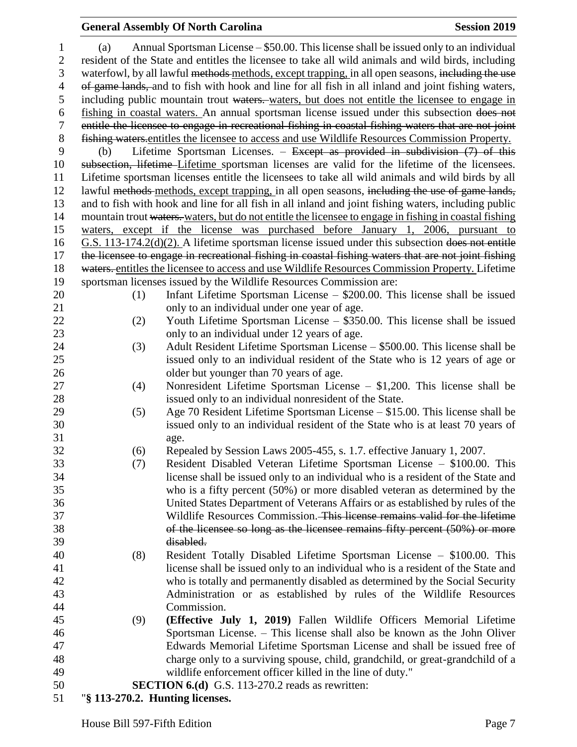(a) Annual Sportsman License – $50.00. This license shall be issued only to an individual resident of the State and entitles the licensee to take all wild animals and wild birds, including waterfowl, by all lawful ~~methods~~ methods, except trapping, in all open seasons, ~~including the use of game lands,~~ and to fish with hook and line for all fish in all inland and joint fishing waters, including public mountain trout ~~waters.~~ waters, but does not entitle the licensee to engage in fishing in coastal waters. An annual sportsman license issued under this subsection ~~does not entitle the licensee to engage in recreational fishing in coastal fishing waters that are not joint fishing waters.~~ entitles the licensee to access and use Wildlife Resources Commission Property.

(b) Lifetime Sportsman Licenses. – ~~Except as provided in subdivision (7) of this subsection, lifetime~~ Lifetime sportsman licenses are valid for the lifetime of the licensees. Lifetime sportsman licenses entitle the licensees to take all wild animals and wild birds by all lawful ~~methods~~ methods, except trapping, in all open seasons, ~~including the use of game lands,~~ and to fish with hook and line for all fish in all inland and joint fishing waters, including public mountain trout ~~waters.~~ waters, but do not entitle the licensee to engage in fishing in coastal fishing waters, except if the license was purchased before January 1, 2006, pursuant to G.S. 113-174.2(d)(2). A lifetime sportsman license issued under this subsection ~~does not entitle the licensee to engage in recreational fishing in coastal fishing waters that are not joint fishing waters.~~ entitles the licensee to access and use Wildlife Resources Commission Property. Lifetime sportsman licenses issued by the Wildlife Resources Commission are:

(1) Infant Lifetime Sportsman License – $200.00. This license shall be issued only to an individual under one year of age.

(2) Youth Lifetime Sportsman License – $350.00. This license shall be issued only to an individual under 12 years of age.

(3) Adult Resident Lifetime Sportsman License – $500.00. This license shall be issued only to an individual resident of the State who is 12 years of age or older but younger than 70 years of age.

(4) Nonresident Lifetime Sportsman License – $1,200. This license shall be issued only to an individual nonresident of the State.

(5) Age 70 Resident Lifetime Sportsman License – $15.00. This license shall be issued only to an individual resident of the State who is at least 70 years of age.

(6) Repealed by Session Laws 2005-455, s. 1.7. effective January 1, 2007.

(7) Resident Disabled Veteran Lifetime Sportsman License – $100.00. This license shall be issued only to an individual who is a resident of the State and who is a fifty percent (50%) or more disabled veteran as determined by the United States Department of Veterans Affairs or as established by rules of the Wildlife Resources Commission. ~~This license remains valid for the lifetime of the licensee so long as the licensee remains fifty percent (50%) or more disabled.~~

(8) Resident Totally Disabled Lifetime Sportsman License – $100.00. This license shall be issued only to an individual who is a resident of the State and who is totally and permanently disabled as determined by the Social Security Administration or as established by rules of the Wildlife Resources Commission.

(9) **(Effective July 1, 2019)** Fallen Wildlife Officers Memorial Lifetime Sportsman License. – This license shall also be known as the John Oliver Edwards Memorial Lifetime Sportsman License and shall be issued free of charge only to a surviving spouse, child, grandchild, or great-grandchild of a wildlife enforcement officer killed in the line of duty."

**SECTION 6.(d)** G.S. 113-270.2 reads as rewritten:

"**§ 113-270.2. Hunting licenses.**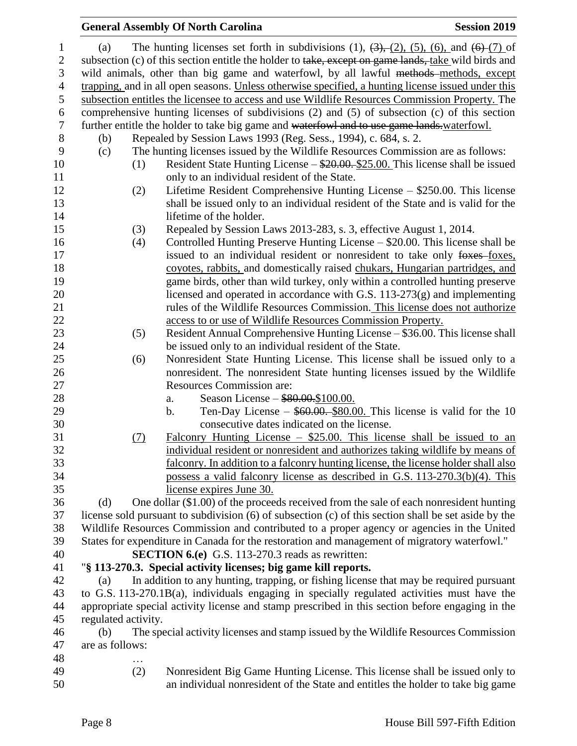(a) The hunting licenses set forth in subdivisions (1), ~~(3),~~ (2), (5), (6), and ~~(6)~~ (7) of subsection (c) of this section entitle the holder to ~~take, except on game lands,~~ take wild birds and wild animals, other than big game and waterfowl, by all lawful ~~methods~~ methods, except trapping, and in all open seasons. Unless otherwise specified, a hunting license issued under this subsection entitles the licensee to access and use Wildlife Resources Commission Property. The comprehensive hunting licenses of subdivisions (2) and (5) of subsection (c) of this section further entitle the holder to take big game and ~~waterfowl and to use game lands.~~ waterfowl.

(b) Repealed by Session Laws 1993 (Reg. Sess., 1994), c. 684, s. 2.

(c) The hunting licenses issued by the Wildlife Resources Commission are as follows:

(1) Resident State Hunting License – ~~$20.00.~~ $25.00. This license shall be issued only to an individual resident of the State.

(2) Lifetime Resident Comprehensive Hunting License – $250.00. This license shall be issued only to an individual resident of the State and is valid for the lifetime of the holder.

(3) Repealed by Session Laws 2013-283, s. 3, effective August 1, 2014.

(4) Controlled Hunting Preserve Hunting License – $20.00. This license shall be issued to an individual resident or nonresident to take only ~~foxes~~ foxes, coyotes, rabbits, and domestically raised chukars, Hungarian partridges, and game birds, other than wild turkey, only within a controlled hunting preserve licensed and operated in accordance with G.S. 113-273(g) and implementing rules of the Wildlife Resources Commission. This license does not authorize access to or use of Wildlife Resources Commission Property.

(5) Resident Annual Comprehensive Hunting License – $36.00. This license shall be issued only to an individual resident of the State.

(6) Nonresident State Hunting License. This license shall be issued only to a nonresident. The nonresident State hunting licenses issued by the Wildlife Resources Commission are:

a. Season License – ~~$80.00.~~ $100.00.

b. Ten-Day License – ~~$60.00.~~ $80.00. This license is valid for the 10 consecutive dates indicated on the license.

(7) Falconry Hunting License – $25.00. This license shall be issued to an individual resident or nonresident and authorizes taking wildlife by means of falconry. In addition to a falconry hunting license, the license holder shall also possess a valid falconry license as described in G.S. 113-270.3(b)(4). This license expires June 30.

(d) One dollar ($1.00) of the proceeds received from the sale of each nonresident hunting license sold pursuant to subdivision (6) of subsection (c) of this section shall be set aside by the Wildlife Resources Commission and contributed to a proper agency or agencies in the United States for expenditure in Canada for the restoration and management of migratory waterfowl."

**SECTION 6.(e)** G.S. 113-270.3 reads as rewritten:

"**§ 113-270.3. Special activity licenses; big game kill reports.**

(a) In addition to any hunting, trapping, or fishing license that may be required pursuant to G.S. 113-270.1B(a), individuals engaging in specially regulated activities must have the appropriate special activity license and stamp prescribed in this section before engaging in the regulated activity.

(b) The special activity licenses and stamp issued by the Wildlife Resources Commission are as follows:

…

(2) Nonresident Big Game Hunting License. This license shall be issued only to an individual nonresident of the State and entitles the holder to take big game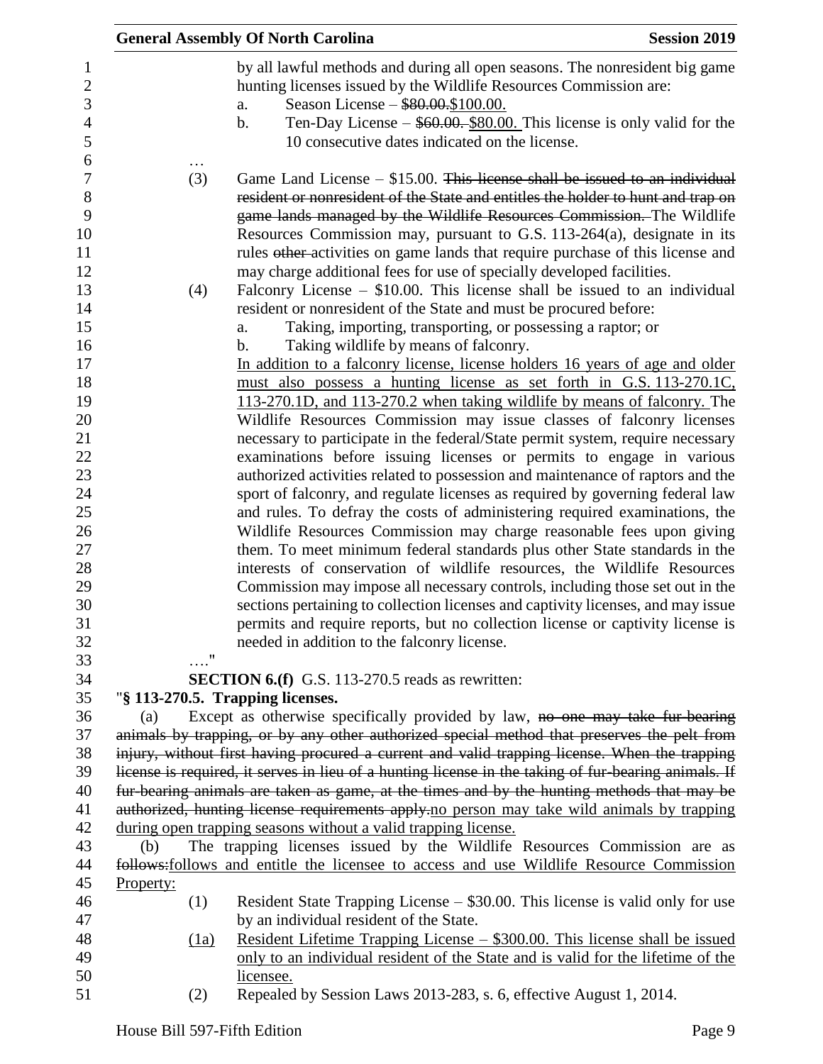by all lawful methods and during all open seasons. The nonresident big game hunting licenses issued by the Wildlife Resources Commission are:

a. Season License – ~~$80.00.~~<u>$100.00.</u>

b. Ten-Day License – ~~$60.00.~~ <u>$80.00.</u> This license is only valid for the 10 consecutive dates indicated on the license.

…

(3) Game Land License – $15.00. ~~This license shall be issued to an individual resident or nonresident of the State and entitles the holder to hunt and trap on game lands managed by the Wildlife Resources Commission.~~ The Wildlife Resources Commission may, pursuant to G.S. 113-264(a), designate in its rules ~~other~~ activities on game lands that require purchase of this license and may charge additional fees for use of specially developed facilities.

(4) Falconry License – $10.00. This license shall be issued to an individual resident or nonresident of the State and must be procured before:

a. Taking, importing, transporting, or possessing a raptor; or

b. Taking wildlife by means of falconry.

<u>In addition to a falconry license, license holders 16 years of age and older must also possess a hunting license as set forth in G.S. 113-270.1C, 113-270.1D, and 113-270.2 when taking wildlife by means of falconry.</u> The Wildlife Resources Commission may issue classes of falconry licenses necessary to participate in the federal/State permit system, require necessary examinations before issuing licenses or permits to engage in various authorized activities related to possession and maintenance of raptors and the sport of falconry, and regulate licenses as required by governing federal law and rules. To defray the costs of administering required examinations, the Wildlife Resources Commission may charge reasonable fees upon giving them. To meet minimum federal standards plus other State standards in the interests of conservation of wildlife resources, the Wildlife Resources Commission may impose all necessary controls, including those set out in the sections pertaining to collection licenses and captivity licenses, and may issue permits and require reports, but no collection license or captivity license is needed in addition to the falconry license.

…."

**SECTION 6.(f)** G.S. 113-270.5 reads as rewritten:

"**§ 113-270.5. Trapping licenses.**

(a) Except as otherwise specifically provided by law, ~~no one may take fur-bearing animals by trapping, or by any other authorized special method that preserves the pelt from injury, without first having procured a current and valid trapping license. When the trapping license is required, it serves in lieu of a hunting license in the taking of fur-bearing animals. If fur-bearing animals are taken as game, at the times and by the hunting methods that may be authorized, hunting license requirements apply.~~<u>no person may take wild animals by trapping during open trapping seasons without a valid trapping license.</u>

(b) The trapping licenses issued by the Wildlife Resources Commission are as ~~follows:~~<u>follows and entitle the licensee to access and use Wildlife Resource Commission Property:</u>

(1) Resident State Trapping License – $30.00. This license is valid only for use by an individual resident of the State.

<u>(1a) Resident Lifetime Trapping License – $300.00. This license shall be issued only to an individual resident of the State and is valid for the lifetime of the licensee.</u>

(2) Repealed by Session Laws 2013-283, s. 6, effective August 1, 2014.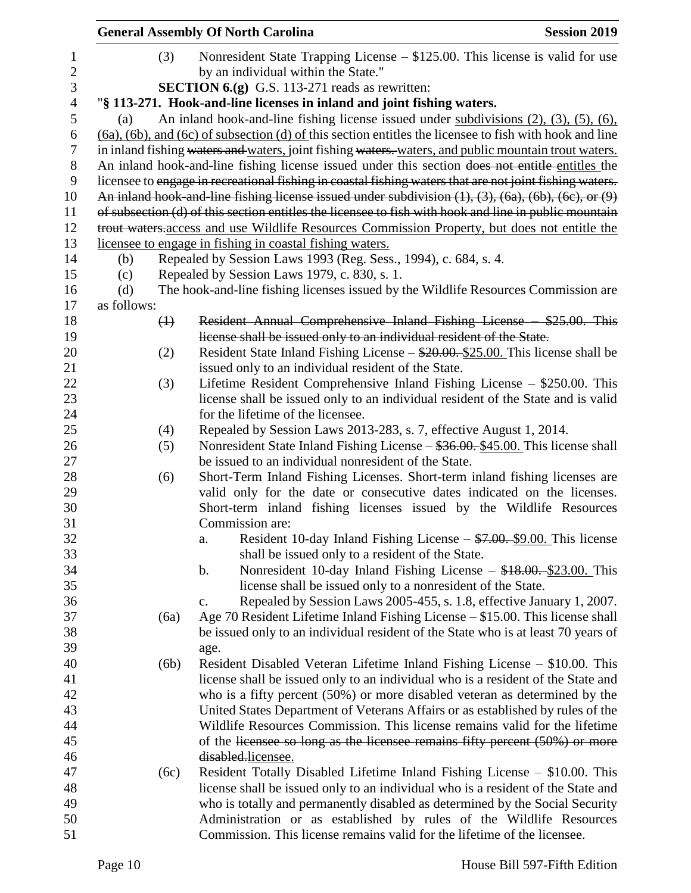(3) Nonresident State Trapping License – \$125.00. This license is valid for use by an individual within the State."

**SECTION 6.(g)** G.S. 113-271 reads as rewritten:

"**§ 113-271. Hook-and-line licenses in inland and joint fishing waters.**

(a) An inland hook-and-line fishing license issued under <u>subdivisions (2), (3), (5), (6), (6a), (6b), and (6c) of subsection (d) of</u> this section entitles the licensee to fish with hook and line in inland fishing ~~waters and~~ <u>waters,</u> joint fishing ~~waters.~~ <u>waters, and public mountain trout waters.</u> An inland hook-and-line fishing license issued under this section ~~does not entitle~~ <u>entitles</u> the licensee to ~~engage in recreational fishing in coastal fishing waters that are not joint fishing waters. An inland hook-and-line fishing license issued under subdivision (1), (3), (6a), (6b), (6c), or (9) of subsection (d) of this section entitles the licensee to fish with hook and line in public mountain trout waters.~~ <u>access and use Wildlife Resources Commission Property, but does not entitle the licensee to engage in fishing in coastal fishing waters.</u>

(b) Repealed by Session Laws 1993 (Reg. Sess., 1994), c. 684, s. 4.

(c) Repealed by Session Laws 1979, c. 830, s. 1.

(d) The hook-and-line fishing licenses issued by the Wildlife Resources Commission are as follows:

~~(1) Resident Annual Comprehensive Inland Fishing License – \$25.00. This license shall be issued only to an individual resident of the State.~~

(2) Resident State Inland Fishing License – ~~\$20.00.~~ <u>\$25.00.</u> This license shall be issued only to an individual resident of the State.

(3) Lifetime Resident Comprehensive Inland Fishing License – \$250.00. This license shall be issued only to an individual resident of the State and is valid for the lifetime of the licensee.

(4) Repealed by Session Laws 2013-283, s. 7, effective August 1, 2014.

(5) Nonresident State Inland Fishing License – ~~\$36.00.~~ <u>\$45.00.</u> This license shall be issued to an individual nonresident of the State.

(6) Short-Term Inland Fishing Licenses. Short-term inland fishing licenses are valid only for the date or consecutive dates indicated on the licenses. Short-term inland fishing licenses issued by the Wildlife Resources Commission are:

a. Resident 10-day Inland Fishing License – ~~\$7.00.~~ <u>\$9.00.</u> This license shall be issued only to a resident of the State.

b. Nonresident 10-day Inland Fishing License – ~~\$18.00.~~ <u>\$23.00.</u> This license shall be issued only to a nonresident of the State.

c. Repealed by Session Laws 2005-455, s. 1.8, effective January 1, 2007.

(6a) Age 70 Resident Lifetime Inland Fishing License – \$15.00. This license shall be issued only to an individual resident of the State who is at least 70 years of age.

(6b) Resident Disabled Veteran Lifetime Inland Fishing License – \$10.00. This license shall be issued only to an individual who is a resident of the State and who is a fifty percent (50%) or more disabled veteran as determined by the United States Department of Veterans Affairs or as established by rules of the Wildlife Resources Commission. This license remains valid for the lifetime of the ~~licensee so long as the licensee remains fifty percent (50%) or more disabled.~~ <u>licensee.</u>

(6c) Resident Totally Disabled Lifetime Inland Fishing License – \$10.00. This license shall be issued only to an individual who is a resident of the State and who is totally and permanently disabled as determined by the Social Security Administration or as established by rules of the Wildlife Resources Commission. This license remains valid for the lifetime of the licensee.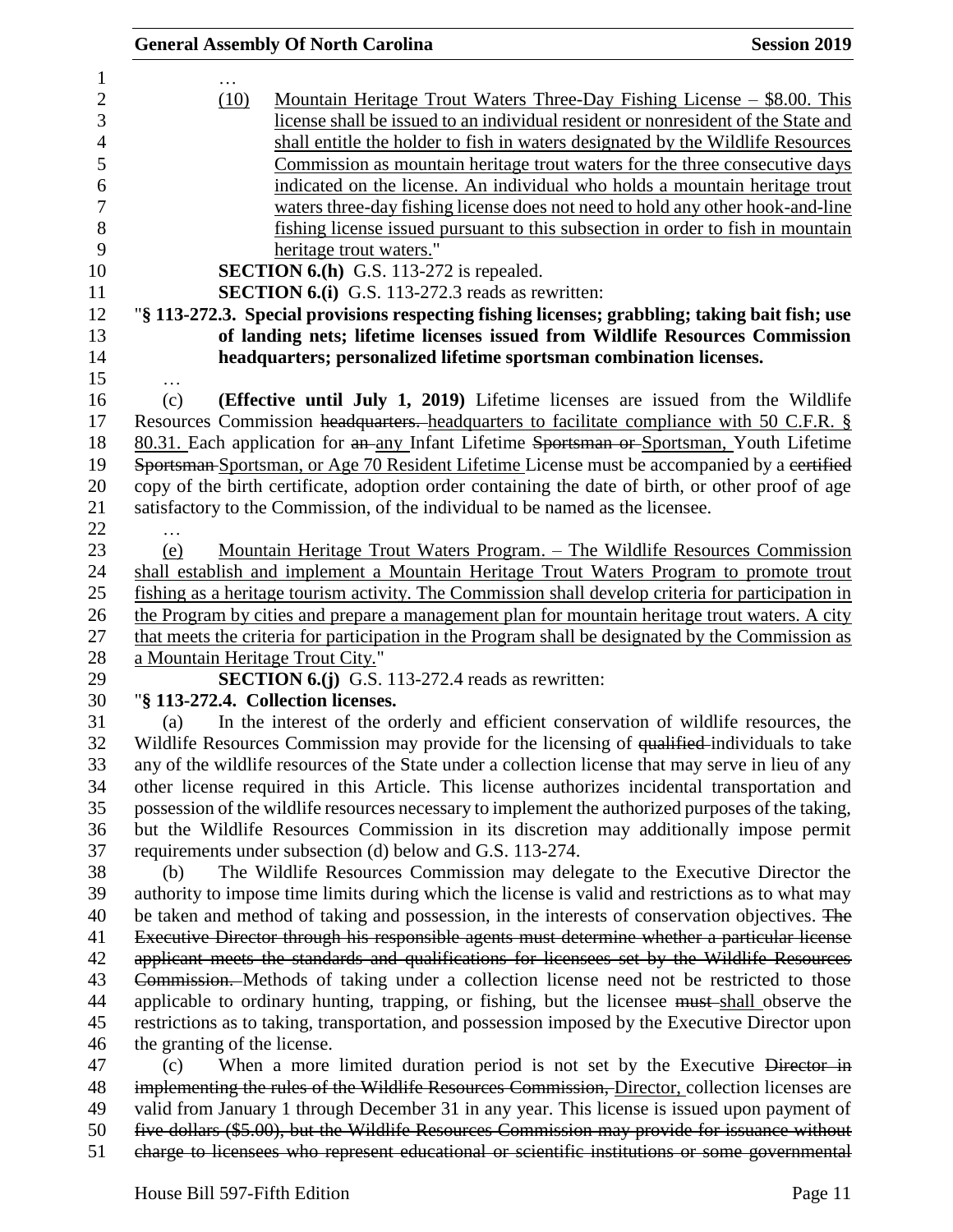…

(10) Mountain Heritage Trout Waters Three-Day Fishing License – $8.00. This license shall be issued to an individual resident or nonresident of the State and shall entitle the holder to fish in waters designated by the Wildlife Resources Commission as mountain heritage trout waters for the three consecutive days indicated on the license. An individual who holds a mountain heritage trout waters three-day fishing license does not need to hold any other hook-and-line fishing license issued pursuant to this subsection in order to fish in mountain heritage trout waters."

**SECTION 6.(h)** G.S. 113-272 is repealed.

**SECTION 6.(i)** G.S. 113-272.3 reads as rewritten:

"**§ 113-272.3. Special provisions respecting fishing licenses; grabbling; taking bait fish; use of landing nets; lifetime licenses issued from Wildlife Resources Commission headquarters; personalized lifetime sportsman combination licenses.**

…

(c) **(Effective until July 1, 2019)** Lifetime licenses are issued from the Wildlife Resources Commission ~~headquarters.~~ headquarters to facilitate compliance with 50 C.F.R. § 80.31. Each application for ~~an~~ any Infant Lifetime ~~Sportsman or~~ Sportsman, Youth Lifetime ~~Sportsman~~ Sportsman, or Age 70 Resident Lifetime License must be accompanied by a ~~certified~~ copy of the birth certificate, adoption order containing the date of birth, or other proof of age satisfactory to the Commission, of the individual to be named as the licensee.

…

(e) Mountain Heritage Trout Waters Program. – The Wildlife Resources Commission shall establish and implement a Mountain Heritage Trout Waters Program to promote trout fishing as a heritage tourism activity. The Commission shall develop criteria for participation in the Program by cities and prepare a management plan for mountain heritage trout waters. A city that meets the criteria for participation in the Program shall be designated by the Commission as a Mountain Heritage Trout City."

**SECTION 6.(j)** G.S. 113-272.4 reads as rewritten:

"**§ 113-272.4. Collection licenses.**

(a) In the interest of the orderly and efficient conservation of wildlife resources, the Wildlife Resources Commission may provide for the licensing of ~~qualified~~ individuals to take any of the wildlife resources of the State under a collection license that may serve in lieu of any other license required in this Article. This license authorizes incidental transportation and possession of the wildlife resources necessary to implement the authorized purposes of the taking, but the Wildlife Resources Commission in its discretion may additionally impose permit requirements under subsection (d) below and G.S. 113-274.

(b) The Wildlife Resources Commission may delegate to the Executive Director the authority to impose time limits during which the license is valid and restrictions as to what may be taken and method of taking and possession, in the interests of conservation objectives. ~~The Executive Director through his responsible agents must determine whether a particular license applicant meets the standards and qualifications for licensees set by the Wildlife Resources Commission.~~ Methods of taking under a collection license need not be restricted to those applicable to ordinary hunting, trapping, or fishing, but the licensee ~~must~~ shall observe the restrictions as to taking, transportation, and possession imposed by the Executive Director upon the granting of the license.

(c) When a more limited duration period is not set by the Executive ~~Director in implementing the rules of the Wildlife Resources Commission,~~ Director, collection licenses are valid from January 1 through December 31 in any year. This license is issued upon payment of ~~five dollars ($5.00), but the Wildlife Resources Commission may provide for issuance without charge to licensees who represent educational or scientific institutions or some governmental~~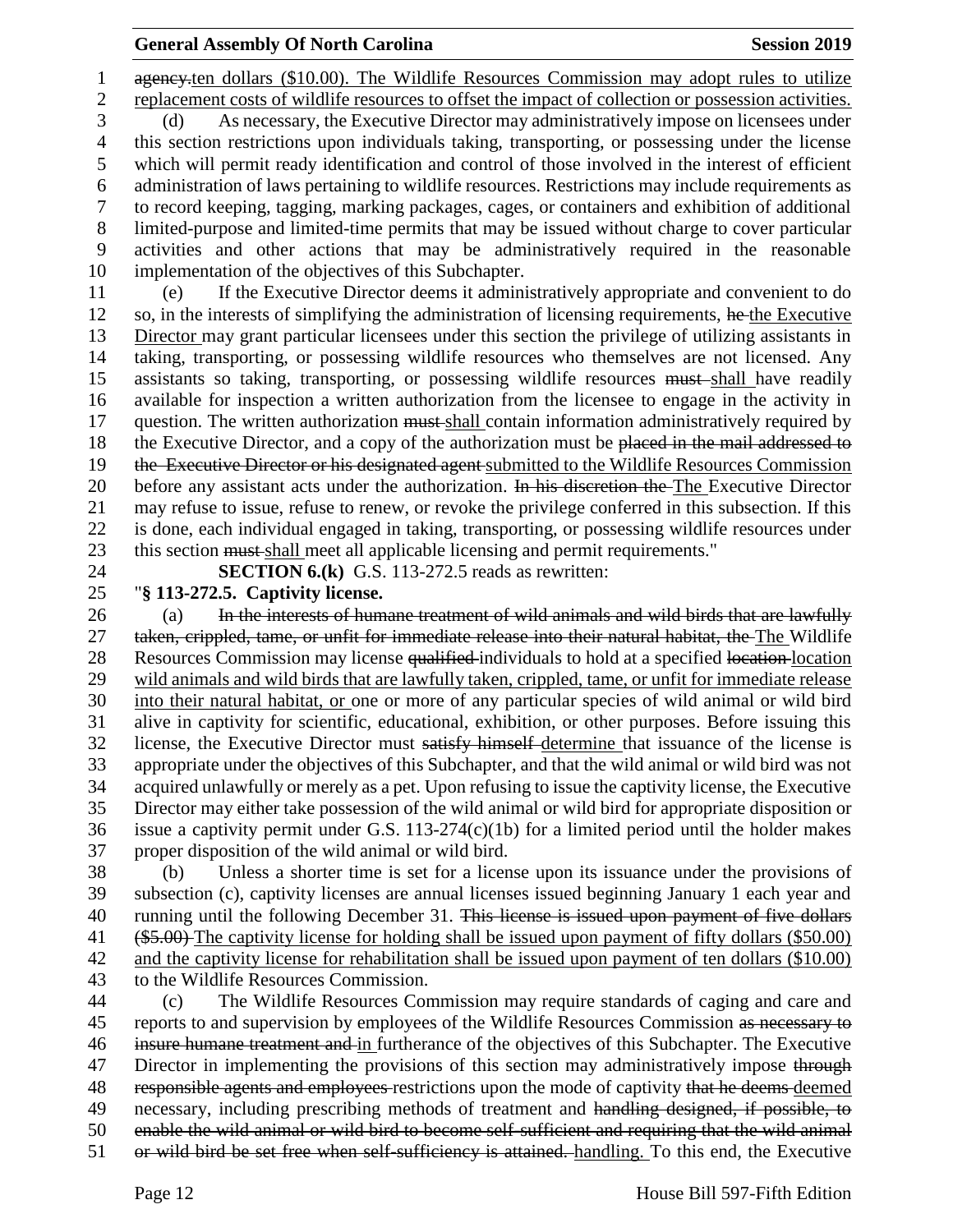agency.ten dollars ($10.00). The Wildlife Resources Commission may adopt rules to utilize replacement costs of wildlife resources to offset the impact of collection or possession activities.

(d) As necessary, the Executive Director may administratively impose on licensees under this section restrictions upon individuals taking, transporting, or possessing under the license which will permit ready identification and control of those involved in the interest of efficient administration of laws pertaining to wildlife resources. Restrictions may include requirements as to record keeping, tagging, marking packages, cages, or containers and exhibition of additional limited-purpose and limited-time permits that may be issued without charge to cover particular activities and other actions that may be administratively required in the reasonable implementation of the objectives of this Subchapter.

(e) If the Executive Director deems it administratively appropriate and convenient to do so, in the interests of simplifying the administration of licensing requirements, he the Executive Director may grant particular licensees under this section the privilege of utilizing assistants in taking, transporting, or possessing wildlife resources who themselves are not licensed. Any assistants so taking, transporting, or possessing wildlife resources must shall have readily available for inspection a written authorization from the licensee to engage in the activity in question. The written authorization must shall contain information administratively required by the Executive Director, and a copy of the authorization must be placed in the mail addressed to the Executive Director or his designated agent submitted to the Wildlife Resources Commission before any assistant acts under the authorization. In his discretion the The Executive Director may refuse to issue, refuse to renew, or revoke the privilege conferred in this subsection. If this is done, each individual engaged in taking, transporting, or possessing wildlife resources under this section must shall meet all applicable licensing and permit requirements."

**SECTION 6.(k)** G.S. 113-272.5 reads as rewritten:

"**§ 113-272.5. Captivity license.**

(a) In the interests of humane treatment of wild animals and wild birds that are lawfully taken, crippled, tame, or unfit for immediate release into their natural habitat, the The Wildlife Resources Commission may license qualified individuals to hold at a specified location location wild animals and wild birds that are lawfully taken, crippled, tame, or unfit for immediate release into their natural habitat, or one or more of any particular species of wild animal or wild bird alive in captivity for scientific, educational, exhibition, or other purposes. Before issuing this license, the Executive Director must satisfy himself determine that issuance of the license is appropriate under the objectives of this Subchapter, and that the wild animal or wild bird was not acquired unlawfully or merely as a pet. Upon refusing to issue the captivity license, the Executive Director may either take possession of the wild animal or wild bird for appropriate disposition or issue a captivity permit under G.S. 113-274(c)(1b) for a limited period until the holder makes proper disposition of the wild animal or wild bird.

(b) Unless a shorter time is set for a license upon its issuance under the provisions of subsection (c), captivity licenses are annual licenses issued beginning January 1 each year and running until the following December 31. This license is issued upon payment of five dollars ($5.00) The captivity license for holding shall be issued upon payment of fifty dollars ($50.00) and the captivity license for rehabilitation shall be issued upon payment of ten dollars ($10.00) to the Wildlife Resources Commission.

(c) The Wildlife Resources Commission may require standards of caging and care and reports to and supervision by employees of the Wildlife Resources Commission as necessary to insure humane treatment and in furtherance of the objectives of this Subchapter. The Executive Director in implementing the provisions of this section may administratively impose through responsible agents and employees restrictions upon the mode of captivity that he deems deemed necessary, including prescribing methods of treatment and handling designed, if possible, to enable the wild animal or wild bird to become self-sufficient and requiring that the wild animal or wild bird be set free when self-sufficiency is attained. handling. To this end, the Executive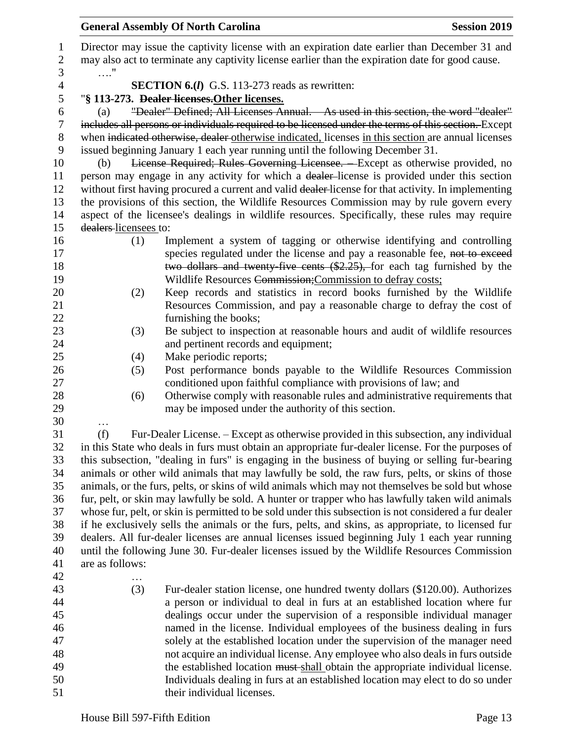Director may issue the captivity license with an expiration date earlier than December 31 and may also act to terminate any captivity license earlier than the expiration date for good cause.

…."

**SECTION 6.(*l*)** G.S. 113-273 reads as rewritten:

"**§ 113-273. ~~Dealer licenses.~~Other licenses.**

(a) ~~"Dealer" Defined; All Licenses Annual. – As used in this section, the word "dealer" includes all persons or individuals required to be licensed under the terms of this section.~~ Except when ~~indicated otherwise, dealer~~ otherwise indicated, licenses in this section are annual licenses issued beginning January 1 each year running until the following December 31.

(b) ~~License Required; Rules Governing Licensee. –~~ Except as otherwise provided, no person may engage in any activity for which a ~~dealer~~ license is provided under this section without first having procured a current and valid ~~dealer~~ license for that activity. In implementing the provisions of this section, the Wildlife Resources Commission may by rule govern every aspect of the licensee's dealings in wildlife resources. Specifically, these rules may require ~~dealers~~ licensees to:

(1) Implement a system of tagging or otherwise identifying and controlling species regulated under the license and pay a reasonable fee, ~~not to exceed two dollars and twenty-five cents ($2.25),~~ for each tag furnished by the Wildlife Resources ~~Commission;~~Commission to defray costs;

(2) Keep records and statistics in record books furnished by the Wildlife Resources Commission, and pay a reasonable charge to defray the cost of furnishing the books;

(3) Be subject to inspection at reasonable hours and audit of wildlife resources and pertinent records and equipment;

(4) Make periodic reports;

(5) Post performance bonds payable to the Wildlife Resources Commission conditioned upon faithful compliance with provisions of law; and

(6) Otherwise comply with reasonable rules and administrative requirements that may be imposed under the authority of this section.

…

(f) Fur-Dealer License. – Except as otherwise provided in this subsection, any individual in this State who deals in furs must obtain an appropriate fur-dealer license. For the purposes of this subsection, "dealing in furs" is engaging in the business of buying or selling fur-bearing animals or other wild animals that may lawfully be sold, the raw furs, pelts, or skins of those animals, or the furs, pelts, or skins of wild animals which may not themselves be sold but whose fur, pelt, or skin may lawfully be sold. A hunter or trapper who has lawfully taken wild animals whose fur, pelt, or skin is permitted to be sold under this subsection is not considered a fur dealer if he exclusively sells the animals or the furs, pelts, and skins, as appropriate, to licensed fur dealers. All fur-dealer licenses are annual licenses issued beginning July 1 each year running until the following June 30. Fur-dealer licenses issued by the Wildlife Resources Commission are as follows:

…

(3) Fur-dealer station license, one hundred twenty dollars ($120.00). Authorizes a person or individual to deal in furs at an established location where fur dealings occur under the supervision of a responsible individual manager named in the license. Individual employees of the business dealing in furs solely at the established location under the supervision of the manager need not acquire an individual license. Any employee who also deals in furs outside the established location ~~must~~ shall obtain the appropriate individual license. Individuals dealing in furs at an established location may elect to do so under their individual licenses.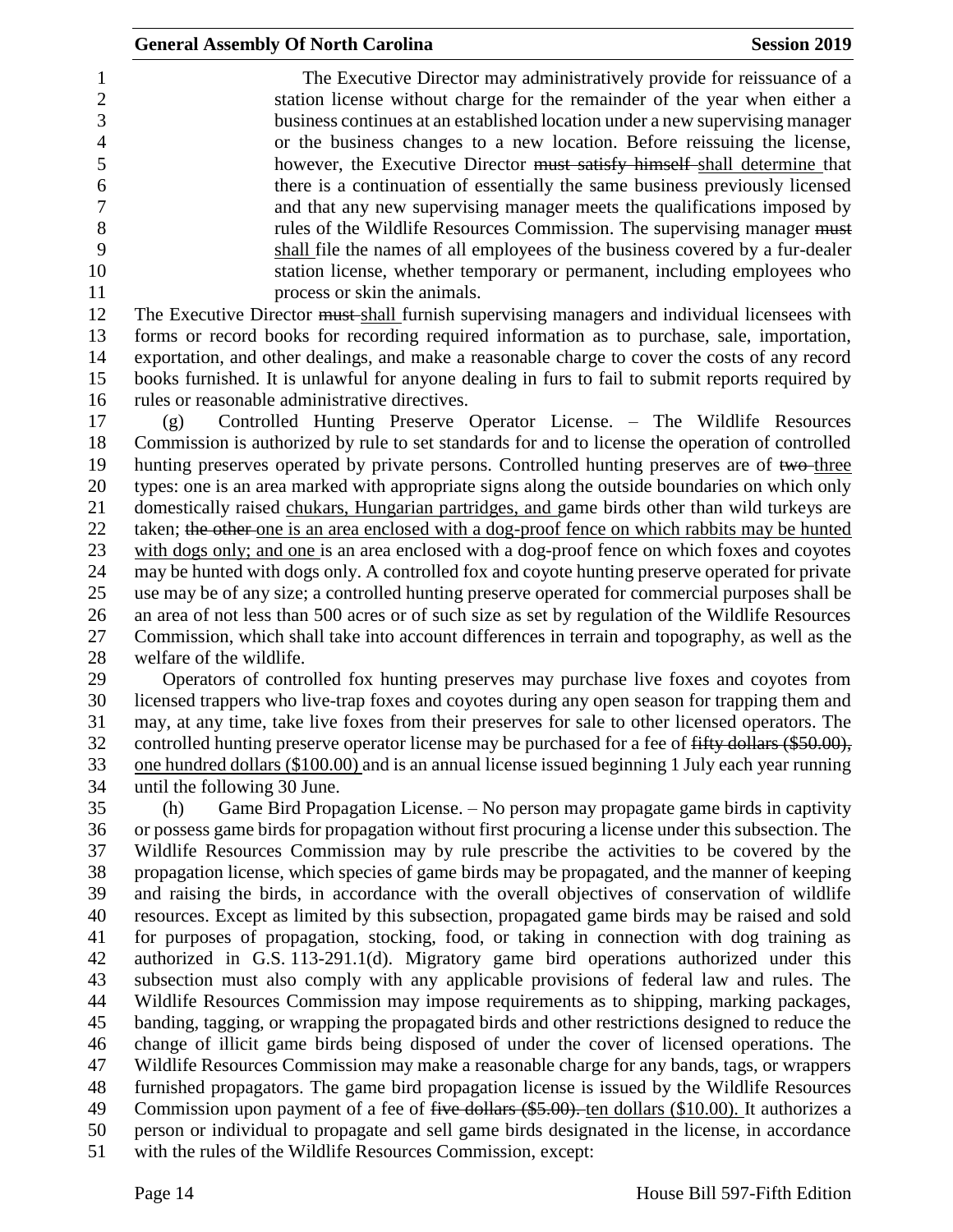The Executive Director may administratively provide for reissuance of a station license without charge for the remainder of the year when either a business continues at an established location under a new supervising manager or the business changes to a new location. Before reissuing the license, however, the Executive Director ~~must satisfy himself~~ shall determine that there is a continuation of essentially the same business previously licensed and that any new supervising manager meets the qualifications imposed by rules of the Wildlife Resources Commission. The supervising manager ~~must~~ shall file the names of all employees of the business covered by a fur-dealer station license, whether temporary or permanent, including employees who process or skin the animals.

The Executive Director ~~must~~ shall furnish supervising managers and individual licensees with forms or record books for recording required information as to purchase, sale, importation, exportation, and other dealings, and make a reasonable charge to cover the costs of any record books furnished. It is unlawful for anyone dealing in furs to fail to submit reports required by rules or reasonable administrative directives.

(g) Controlled Hunting Preserve Operator License. – The Wildlife Resources Commission is authorized by rule to set standards for and to license the operation of controlled hunting preserves operated by private persons. Controlled hunting preserves are of ~~two~~ three types: one is an area marked with appropriate signs along the outside boundaries on which only domestically raised chukars, Hungarian partridges, and game birds other than wild turkeys are taken; ~~the other~~ one is an area enclosed with a dog-proof fence on which rabbits may be hunted with dogs only; and one is an area enclosed with a dog-proof fence on which foxes and coyotes may be hunted with dogs only. A controlled fox and coyote hunting preserve operated for private use may be of any size; a controlled hunting preserve operated for commercial purposes shall be an area of not less than 500 acres or of such size as set by regulation of the Wildlife Resources Commission, which shall take into account differences in terrain and topography, as well as the welfare of the wildlife.

Operators of controlled fox hunting preserves may purchase live foxes and coyotes from licensed trappers who live-trap foxes and coyotes during any open season for trapping them and may, at any time, take live foxes from their preserves for sale to other licensed operators. The controlled hunting preserve operator license may be purchased for a fee of ~~fifty dollars ($50.00),~~ one hundred dollars ($100.00) and is an annual license issued beginning 1 July each year running until the following 30 June.

(h) Game Bird Propagation License. – No person may propagate game birds in captivity or possess game birds for propagation without first procuring a license under this subsection. The Wildlife Resources Commission may by rule prescribe the activities to be covered by the propagation license, which species of game birds may be propagated, and the manner of keeping and raising the birds, in accordance with the overall objectives of conservation of wildlife resources. Except as limited by this subsection, propagated game birds may be raised and sold for purposes of propagation, stocking, food, or taking in connection with dog training as authorized in G.S. 113-291.1(d). Migratory game bird operations authorized under this subsection must also comply with any applicable provisions of federal law and rules. The Wildlife Resources Commission may impose requirements as to shipping, marking packages, banding, tagging, or wrapping the propagated birds and other restrictions designed to reduce the change of illicit game birds being disposed of under the cover of licensed operations. The Wildlife Resources Commission may make a reasonable charge for any bands, tags, or wrappers furnished propagators. The game bird propagation license is issued by the Wildlife Resources Commission upon payment of a fee of ~~five dollars ($5.00).~~ ten dollars ($10.00). It authorizes a person or individual to propagate and sell game birds designated in the license, in accordance with the rules of the Wildlife Resources Commission, except: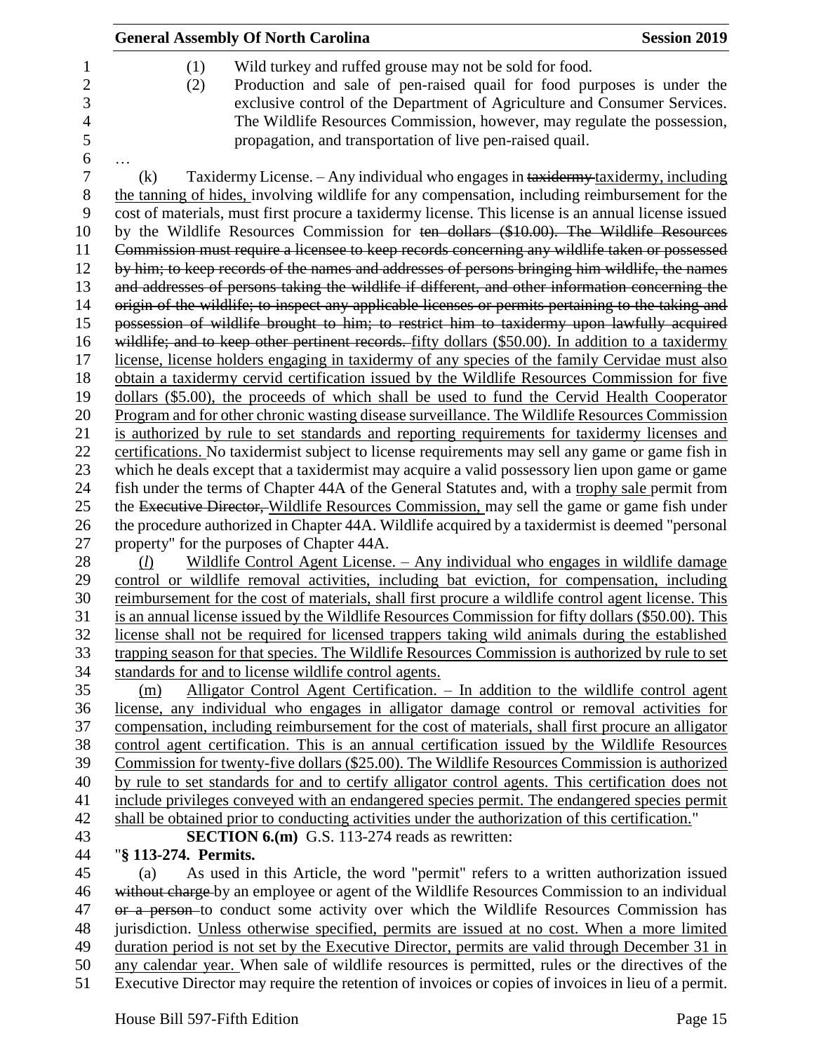(1) Wild turkey and ruffed grouse may not be sold for food.

(2) Production and sale of pen-raised quail for food purposes is under the exclusive control of the Department of Agriculture and Consumer Services. The Wildlife Resources Commission, however, may regulate the possession, propagation, and transportation of live pen-raised quail.

…

(k) Taxidermy License. – Any individual who engages in ~~taxidermy~~ taxidermy, including the tanning of hides, involving wildlife for any compensation, including reimbursement for the cost of materials, must first procure a taxidermy license. This license is an annual license issued by the Wildlife Resources Commission for ~~ten dollars ($10.00). The Wildlife Resources Commission must require a licensee to keep records concerning any wildlife taken or possessed by him; to keep records of the names and addresses of persons bringing him wildlife, the names and addresses of persons taking the wildlife if different, and other information concerning the origin of the wildlife; to inspect any applicable licenses or permits pertaining to the taking and possession of wildlife brought to him; to restrict him to taxidermy upon lawfully acquired wildlife; and to keep other pertinent records.~~ fifty dollars ($50.00). In addition to a taxidermy license, license holders engaging in taxidermy of any species of the family Cervidae must also obtain a taxidermy cervid certification issued by the Wildlife Resources Commission for five dollars ($5.00), the proceeds of which shall be used to fund the Cervid Health Cooperator Program and for other chronic wasting disease surveillance. The Wildlife Resources Commission is authorized by rule to set standards and reporting requirements for taxidermy licenses and certifications. No taxidermist subject to license requirements may sell any game or game fish in which he deals except that a taxidermist may acquire a valid possessory lien upon game or game fish under the terms of Chapter 44A of the General Statutes and, with a trophy sale permit from the ~~Executive Director,~~ Wildlife Resources Commission, may sell the game or game fish under the procedure authorized in Chapter 44A. Wildlife acquired by a taxidermist is deemed "personal property" for the purposes of Chapter 44A.

(*l*) Wildlife Control Agent License. – Any individual who engages in wildlife damage control or wildlife removal activities, including bat eviction, for compensation, including reimbursement for the cost of materials, shall first procure a wildlife control agent license. This is an annual license issued by the Wildlife Resources Commission for fifty dollars ($50.00). This license shall not be required for licensed trappers taking wild animals during the established trapping season for that species. The Wildlife Resources Commission is authorized by rule to set standards for and to license wildlife control agents.

(m) Alligator Control Agent Certification. – In addition to the wildlife control agent license, any individual who engages in alligator damage control or removal activities for compensation, including reimbursement for the cost of materials, shall first procure an alligator control agent certification. This is an annual certification issued by the Wildlife Resources Commission for twenty-five dollars ($25.00). The Wildlife Resources Commission is authorized by rule to set standards for and to certify alligator control agents. This certification does not include privileges conveyed with an endangered species permit. The endangered species permit shall be obtained prior to conducting activities under the authorization of this certification."

**SECTION 6.(m)** G.S. 113-274 reads as rewritten:

"**§ 113-274. Permits.**

(a) As used in this Article, the word "permit" refers to a written authorization issued ~~without charge~~ by an employee or agent of the Wildlife Resources Commission to an individual ~~or a person~~ to conduct some activity over which the Wildlife Resources Commission has jurisdiction. Unless otherwise specified, permits are issued at no cost. When a more limited duration period is not set by the Executive Director, permits are valid through December 31 in any calendar year. When sale of wildlife resources is permitted, rules or the directives of the Executive Director may require the retention of invoices or copies of invoices in lieu of a permit.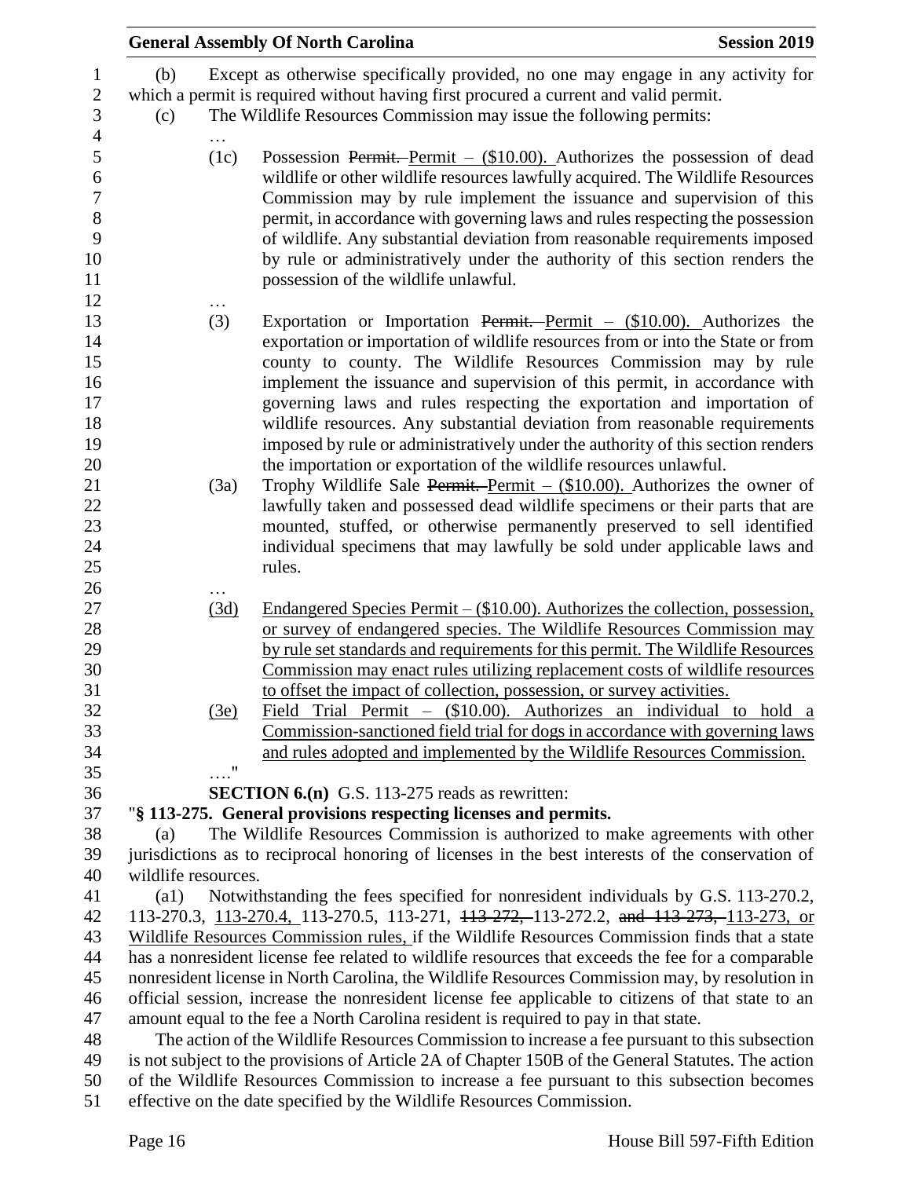(b) Except as otherwise specifically provided, no one may engage in any activity for which a permit is required without having first procured a current and valid permit.

(c) The Wildlife Resources Commission may issue the following permits:

…

(1c) Possession ~~Permit.~~ Permit – ($10.00). Authorizes the possession of dead wildlife or other wildlife resources lawfully acquired. The Wildlife Resources Commission may by rule implement the issuance and supervision of this permit, in accordance with governing laws and rules respecting the possession of wildlife. Any substantial deviation from reasonable requirements imposed by rule or administratively under the authority of this section renders the possession of the wildlife unlawful.

…

(3) Exportation or Importation ~~Permit.~~ Permit – ($10.00). Authorizes the exportation or importation of wildlife resources from or into the State or from county to county. The Wildlife Resources Commission may by rule implement the issuance and supervision of this permit, in accordance with governing laws and rules respecting the exportation and importation of wildlife resources. Any substantial deviation from reasonable requirements imposed by rule or administratively under the authority of this section renders the importation or exportation of the wildlife resources unlawful.

(3a) Trophy Wildlife Sale ~~Permit.~~ Permit – ($10.00). Authorizes the owner of lawfully taken and possessed dead wildlife specimens or their parts that are mounted, stuffed, or otherwise permanently preserved to sell identified individual specimens that may lawfully be sold under applicable laws and rules.

…

<u>(3d) Endangered Species Permit – ($10.00). Authorizes the collection, possession, or survey of endangered species. The Wildlife Resources Commission may by rule set standards and requirements for this permit. The Wildlife Resources Commission may enact rules utilizing replacement costs of wildlife resources to offset the impact of collection, possession, or survey activities.</u>

<u>(3e) Field Trial Permit – ($10.00). Authorizes an individual to hold a Commission-sanctioned field trial for dogs in accordance with governing laws and rules adopted and implemented by the Wildlife Resources Commission.</u>

…."

**SECTION 6.(n)** G.S. 113-275 reads as rewritten:

"**§ 113-275. General provisions respecting licenses and permits.**

(a) The Wildlife Resources Commission is authorized to make agreements with other jurisdictions as to reciprocal honoring of licenses in the best interests of the conservation of wildlife resources.

(a1) Notwithstanding the fees specified for nonresident individuals by G.S. 113-270.2, 113-270.3, <u>113-270.4,</u> 113-270.5, 113-271, ~~113-272,~~ 113-272.2, ~~and 113-273,~~ <u>113-273, or Wildlife Resources Commission rules,</u> if the Wildlife Resources Commission finds that a state has a nonresident license fee related to wildlife resources that exceeds the fee for a comparable nonresident license in North Carolina, the Wildlife Resources Commission may, by resolution in official session, increase the nonresident license fee applicable to citizens of that state to an amount equal to the fee a North Carolina resident is required to pay in that state.

The action of the Wildlife Resources Commission to increase a fee pursuant to this subsection is not subject to the provisions of Article 2A of Chapter 150B of the General Statutes. The action of the Wildlife Resources Commission to increase a fee pursuant to this subsection becomes effective on the date specified by the Wildlife Resources Commission.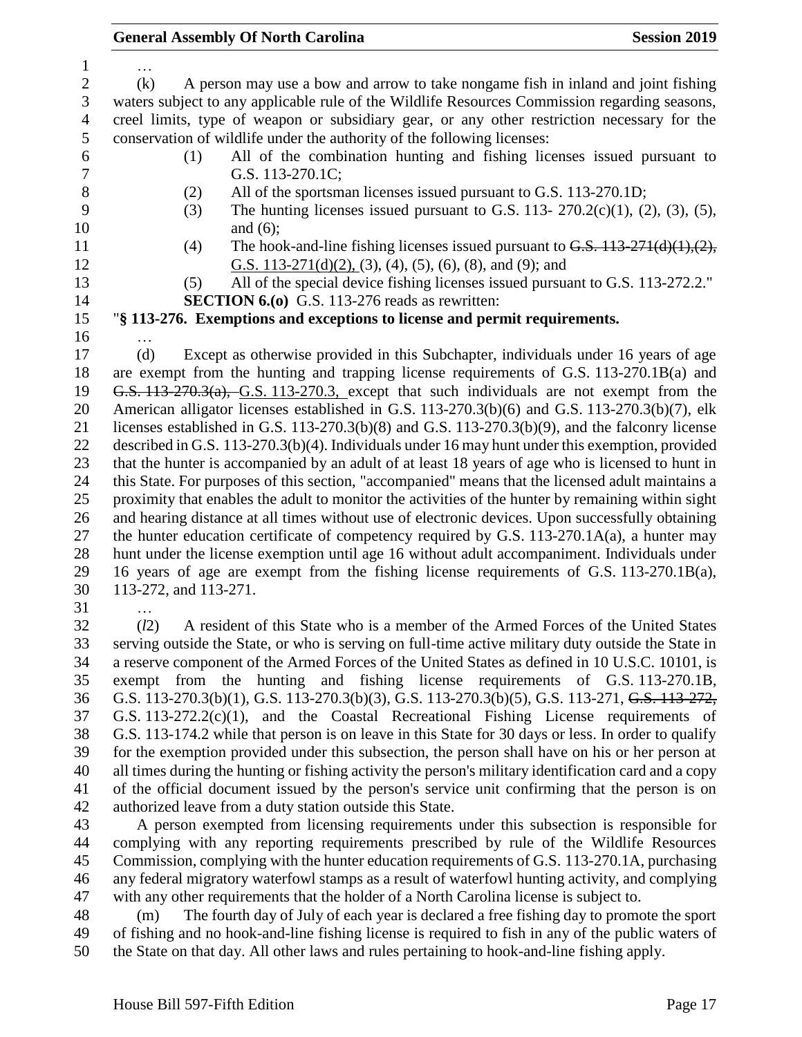…

(k) A person may use a bow and arrow to take nongame fish in inland and joint fishing waters subject to any applicable rule of the Wildlife Resources Commission regarding seasons, creel limits, type of weapon or subsidiary gear, or any other restriction necessary for the conservation of wildlife under the authority of the following licenses:

(1) All of the combination hunting and fishing licenses issued pursuant to G.S. 113-270.1C;

(2) All of the sportsman licenses issued pursuant to G.S. 113-270.1D;

(3) The hunting licenses issued pursuant to G.S. 113- 270.2(c)(1), (2), (3), (5), and (6);

(4) The hook-and-line fishing licenses issued pursuant to ~~G.S. 113-271(d)(1),(2),~~ G.S. 113-271(d)(2), (3), (4), (5), (6), (8), and (9); and

(5) All of the special device fishing licenses issued pursuant to G.S. 113-272.2."

**SECTION 6.(o)** G.S. 113-276 reads as rewritten:

"**§ 113-276. Exemptions and exceptions to license and permit requirements.**

…

(d) Except as otherwise provided in this Subchapter, individuals under 16 years of age are exempt from the hunting and trapping license requirements of G.S. 113-270.1B(a) and ~~G.S. 113-270.3(a),~~ G.S. 113-270.3, except that such individuals are not exempt from the American alligator licenses established in G.S. 113-270.3(b)(6) and G.S. 113-270.3(b)(7), elk licenses established in G.S. 113-270.3(b)(8) and G.S. 113-270.3(b)(9), and the falconry license described in G.S. 113-270.3(b)(4). Individuals under 16 may hunt under this exemption, provided that the hunter is accompanied by an adult of at least 18 years of age who is licensed to hunt in this State. For purposes of this section, "accompanied" means that the licensed adult maintains a proximity that enables the adult to monitor the activities of the hunter by remaining within sight and hearing distance at all times without use of electronic devices. Upon successfully obtaining the hunter education certificate of competency required by G.S. 113-270.1A(a), a hunter may hunt under the license exemption until age 16 without adult accompaniment. Individuals under 16 years of age are exempt from the fishing license requirements of G.S. 113-270.1B(a), 113-272, and 113-271.

…

(*l*2) A resident of this State who is a member of the Armed Forces of the United States serving outside the State, or who is serving on full-time active military duty outside the State in a reserve component of the Armed Forces of the United States as defined in 10 U.S.C. 10101, is exempt from the hunting and fishing license requirements of G.S. 113-270.1B, G.S. 113-270.3(b)(1), G.S. 113-270.3(b)(3), G.S. 113-270.3(b)(5), G.S. 113-271, ~~G.S. 113-272,~~ G.S. 113-272.2(c)(1), and the Coastal Recreational Fishing License requirements of G.S. 113-174.2 while that person is on leave in this State for 30 days or less. In order to qualify for the exemption provided under this subsection, the person shall have on his or her person at all times during the hunting or fishing activity the person's military identification card and a copy of the official document issued by the person's service unit confirming that the person is on authorized leave from a duty station outside this State.

A person exempted from licensing requirements under this subsection is responsible for complying with any reporting requirements prescribed by rule of the Wildlife Resources Commission, complying with the hunter education requirements of G.S. 113-270.1A, purchasing any federal migratory waterfowl stamps as a result of waterfowl hunting activity, and complying with any other requirements that the holder of a North Carolina license is subject to.

(m) The fourth day of July of each year is declared a free fishing day to promote the sport of fishing and no hook-and-line fishing license is required to fish in any of the public waters of the State on that day. All other laws and rules pertaining to hook-and-line fishing apply.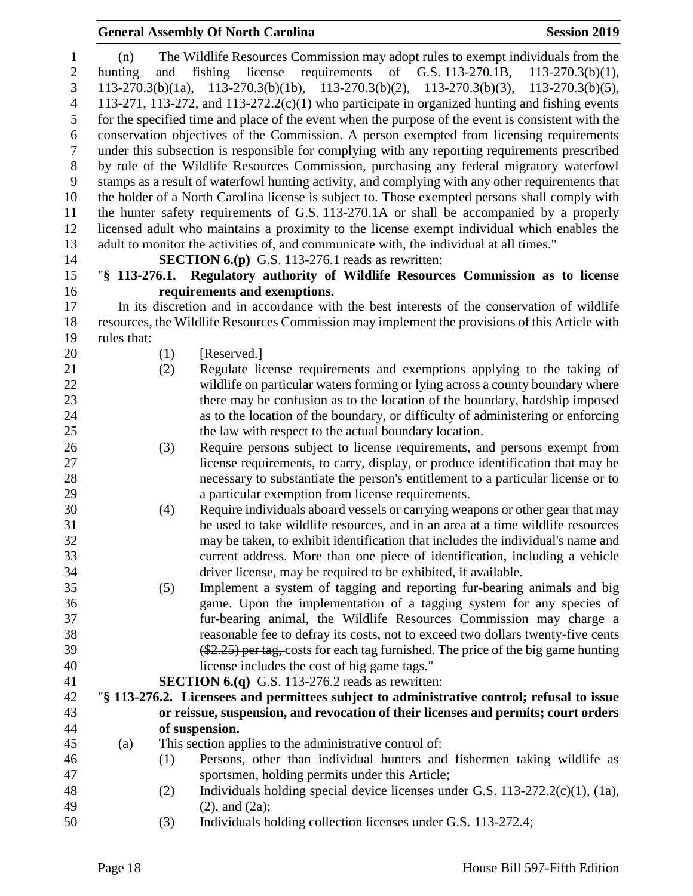(n) The Wildlife Resources Commission may adopt rules to exempt individuals from the hunting and fishing license requirements of G.S. 113-270.1B, 113-270.3(b)(1), 113-270.3(b)(1a), 113-270.3(b)(1b), 113-270.3(b)(2), 113-270.3(b)(3), 113-270.3(b)(5), 113-271, ~~113-272,~~ and 113-272.2(c)(1) who participate in organized hunting and fishing events for the specified time and place of the event when the purpose of the event is consistent with the conservation objectives of the Commission. A person exempted from licensing requirements under this subsection is responsible for complying with any reporting requirements prescribed by rule of the Wildlife Resources Commission, purchasing any federal migratory waterfowl stamps as a result of waterfowl hunting activity, and complying with any other requirements that the holder of a North Carolina license is subject to. Those exempted persons shall comply with the hunter safety requirements of G.S. 113-270.1A or shall be accompanied by a properly licensed adult who maintains a proximity to the license exempt individual which enables the adult to monitor the activities of, and communicate with, the individual at all times."

**SECTION 6.(p)** G.S. 113-276.1 reads as rewritten:

"**§ 113-276.1. Regulatory authority of Wildlife Resources Commission as to license requirements and exemptions.**

In its discretion and in accordance with the best interests of the conservation of wildlife resources, the Wildlife Resources Commission may implement the provisions of this Article with rules that:

(1) [Reserved.]

(2) Regulate license requirements and exemptions applying to the taking of wildlife on particular waters forming or lying across a county boundary where there may be confusion as to the location of the boundary, hardship imposed as to the location of the boundary, or difficulty of administering or enforcing the law with respect to the actual boundary location.

(3) Require persons subject to license requirements, and persons exempt from license requirements, to carry, display, or produce identification that may be necessary to substantiate the person's entitlement to a particular license or to a particular exemption from license requirements.

(4) Require individuals aboard vessels or carrying weapons or other gear that may be used to take wildlife resources, and in an area at a time wildlife resources may be taken, to exhibit identification that includes the individual's name and current address. More than one piece of identification, including a vehicle driver license, may be required to be exhibited, if available.

(5) Implement a system of tagging and reporting fur-bearing animals and big game. Upon the implementation of a tagging system for any species of fur-bearing animal, the Wildlife Resources Commission may charge a reasonable fee to defray its ~~costs, not to exceed two dollars twenty-five cents ($2.25) per tag,~~ costs for each tag furnished. The price of the big game hunting license includes the cost of big game tags."

**SECTION 6.(q)** G.S. 113-276.2 reads as rewritten:

"**§ 113-276.2. Licensees and permittees subject to administrative control; refusal to issue or reissue, suspension, and revocation of their licenses and permits; court orders of suspension.**

(a) This section applies to the administrative control of:

(1) Persons, other than individual hunters and fishermen taking wildlife as sportsmen, holding permits under this Article;

(2) Individuals holding special device licenses under G.S. 113-272.2(c)(1), (1a), (2), and (2a);

(3) Individuals holding collection licenses under G.S. 113-272.4;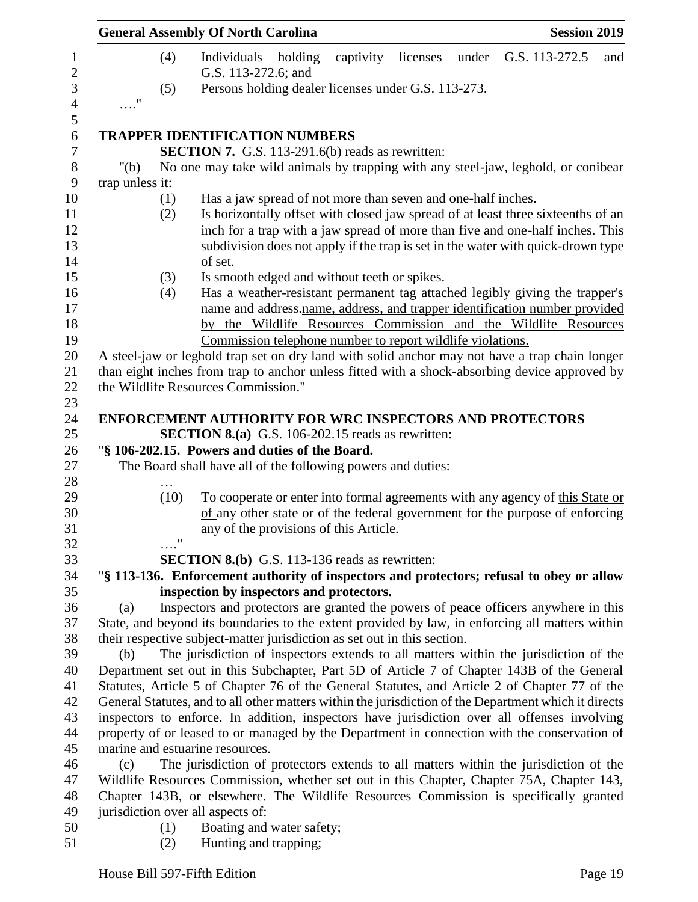(4) Individuals holding captivity licenses under G.S. 113-272.5 and G.S. 113-272.6; and

(5) Persons holding ~~dealer~~ licenses under G.S. 113-273.

…."

**TRAPPER IDENTIFICATION NUMBERS**

**SECTION 7.** G.S. 113-291.6(b) reads as rewritten:

"(b) No one may take wild animals by trapping with any steel-jaw, leghold, or conibear trap unless it:

(1) Has a jaw spread of not more than seven and one-half inches.

(2) Is horizontally offset with closed jaw spread of at least three sixteenths of an inch for a trap with a jaw spread of more than five and one-half inches. This subdivision does not apply if the trap is set in the water with quick-drown type of set.

(3) Is smooth edged and without teeth or spikes.

(4) Has a weather-resistant permanent tag attached legibly giving the trapper's ~~name and address.~~<u>name, address, and trapper identification number provided by the Wildlife Resources Commission and the Wildlife Resources Commission telephone number to report wildlife violations.</u>

A steel-jaw or leghold trap set on dry land with solid anchor may not have a trap chain longer than eight inches from trap to anchor unless fitted with a shock-absorbing device approved by the Wildlife Resources Commission."

**ENFORCEMENT AUTHORITY FOR WRC INSPECTORS AND PROTECTORS**

**SECTION 8.(a)** G.S. 106-202.15 reads as rewritten:

"**§ 106-202.15. Powers and duties of the Board.**

The Board shall have all of the following powers and duties:

…

(10) To cooperate or enter into formal agreements with any agency of <u>this State or of</u> any other state or of the federal government for the purpose of enforcing any of the provisions of this Article.

…."

**SECTION 8.(b)** G.S. 113-136 reads as rewritten:

"**§ 113-136. Enforcement authority of inspectors and protectors; refusal to obey or allow inspection by inspectors and protectors.**

(a) Inspectors and protectors are granted the powers of peace officers anywhere in this State, and beyond its boundaries to the extent provided by law, in enforcing all matters within their respective subject-matter jurisdiction as set out in this section.

(b) The jurisdiction of inspectors extends to all matters within the jurisdiction of the Department set out in this Subchapter, Part 5D of Article 7 of Chapter 143B of the General Statutes, Article 5 of Chapter 76 of the General Statutes, and Article 2 of Chapter 77 of the General Statutes, and to all other matters within the jurisdiction of the Department which it directs inspectors to enforce. In addition, inspectors have jurisdiction over all offenses involving property of or leased to or managed by the Department in connection with the conservation of marine and estuarine resources.

(c) The jurisdiction of protectors extends to all matters within the jurisdiction of the Wildlife Resources Commission, whether set out in this Chapter, Chapter 75A, Chapter 143, Chapter 143B, or elsewhere. The Wildlife Resources Commission is specifically granted jurisdiction over all aspects of:

(1) Boating and water safety;

(2) Hunting and trapping;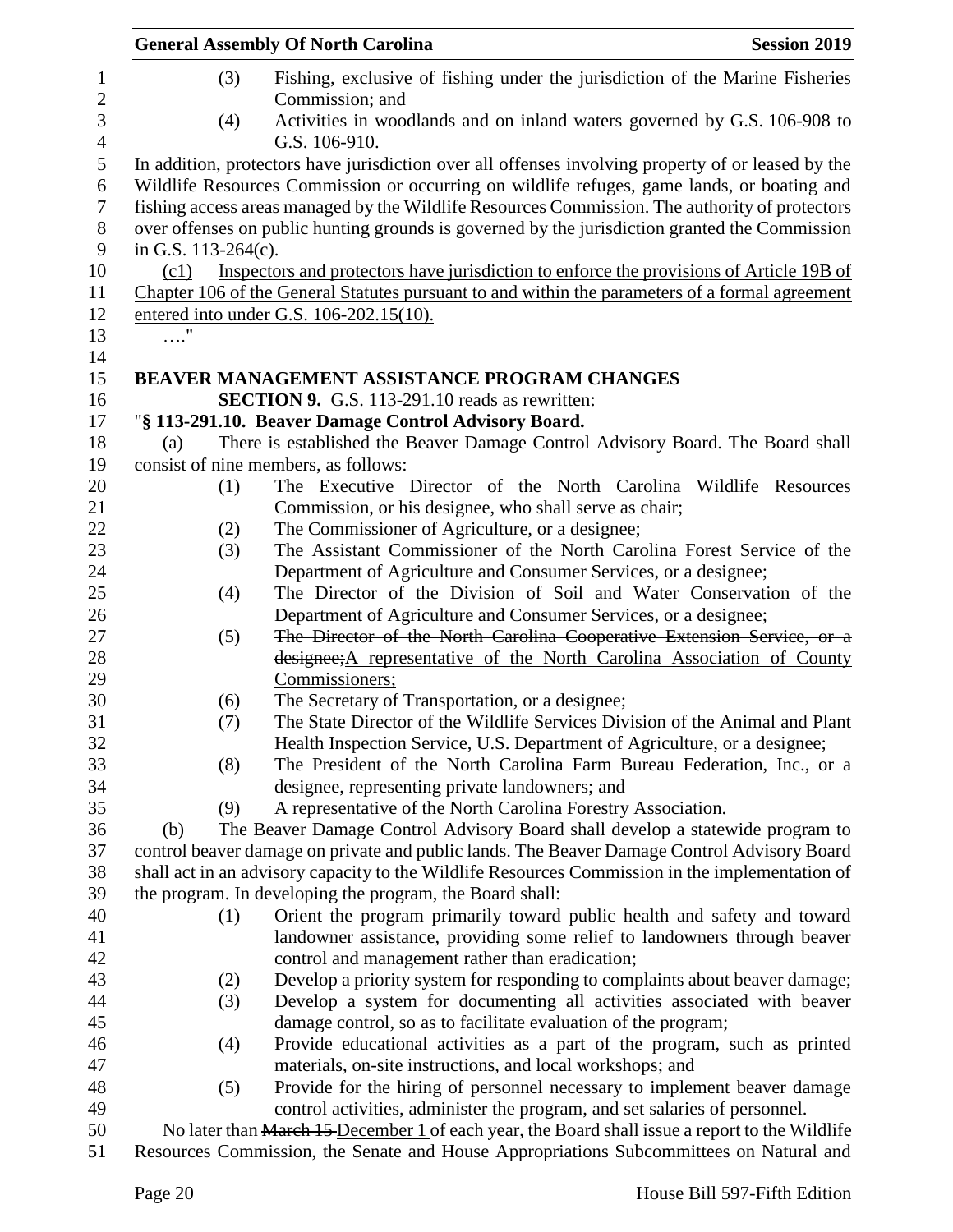(3) Fishing, exclusive of fishing under the jurisdiction of the Marine Fisheries Commission; and

(4) Activities in woodlands and on inland waters governed by G.S. 106-908 to G.S. 106-910.

In addition, protectors have jurisdiction over all offenses involving property of or leased by the Wildlife Resources Commission or occurring on wildlife refuges, game lands, or boating and fishing access areas managed by the Wildlife Resources Commission. The authority of protectors over offenses on public hunting grounds is governed by the jurisdiction granted the Commission in G.S. 113-264(c).

(c1) Inspectors and protectors have jurisdiction to enforce the provisions of Article 19B of Chapter 106 of the General Statutes pursuant to and within the parameters of a formal agreement entered into under G.S. 106-202.15(10).

…."

**BEAVER MANAGEMENT ASSISTANCE PROGRAM CHANGES**

**SECTION 9.** G.S. 113-291.10 reads as rewritten:

"**§ 113-291.10. Beaver Damage Control Advisory Board.**

(a) There is established the Beaver Damage Control Advisory Board. The Board shall consist of nine members, as follows:

(1) The Executive Director of the North Carolina Wildlife Resources Commission, or his designee, who shall serve as chair;

(2) The Commissioner of Agriculture, or a designee;

(3) The Assistant Commissioner of the North Carolina Forest Service of the Department of Agriculture and Consumer Services, or a designee;

(4) The Director of the Division of Soil and Water Conservation of the Department of Agriculture and Consumer Services, or a designee;

(5) ~~The Director of the North Carolina Cooperative Extension Service, or a designee;~~A representative of the North Carolina Association of County Commissioners;

(6) The Secretary of Transportation, or a designee;

(7) The State Director of the Wildlife Services Division of the Animal and Plant Health Inspection Service, U.S. Department of Agriculture, or a designee;

(8) The President of the North Carolina Farm Bureau Federation, Inc., or a designee, representing private landowners; and

(9) A representative of the North Carolina Forestry Association.

(b) The Beaver Damage Control Advisory Board shall develop a statewide program to control beaver damage on private and public lands. The Beaver Damage Control Advisory Board shall act in an advisory capacity to the Wildlife Resources Commission in the implementation of the program. In developing the program, the Board shall:

(1) Orient the program primarily toward public health and safety and toward landowner assistance, providing some relief to landowners through beaver control and management rather than eradication;

(2) Develop a priority system for responding to complaints about beaver damage;

(3) Develop a system for documenting all activities associated with beaver damage control, so as to facilitate evaluation of the program;

(4) Provide educational activities as a part of the program, such as printed materials, on-site instructions, and local workshops; and

(5) Provide for the hiring of personnel necessary to implement beaver damage control activities, administer the program, and set salaries of personnel.

No later than ~~March 15~~ December 1 of each year, the Board shall issue a report to the Wildlife Resources Commission, the Senate and House Appropriations Subcommittees on Natural and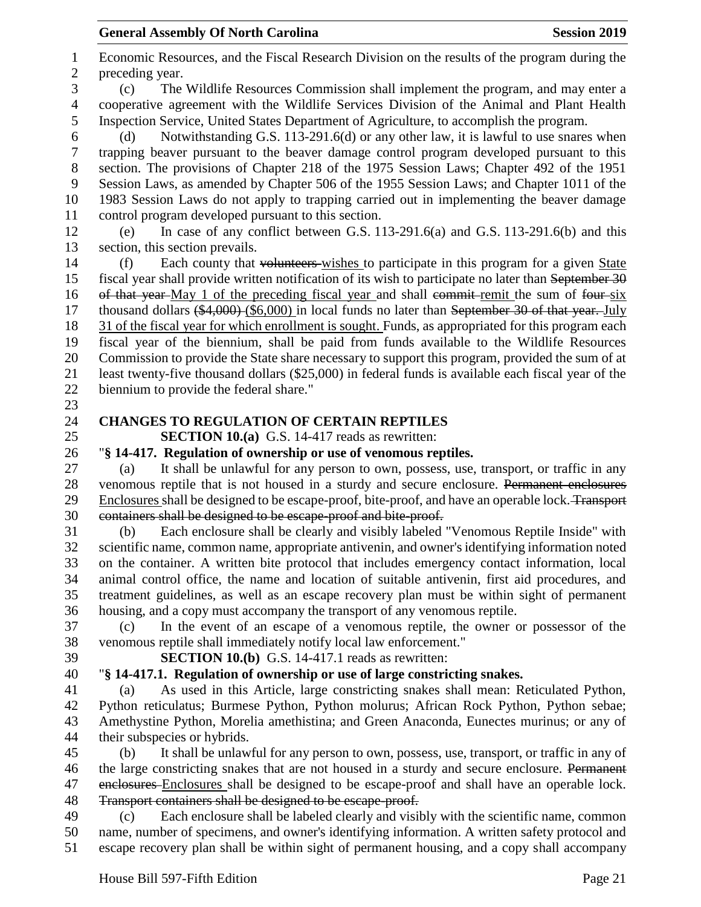Economic Resources, and the Fiscal Research Division on the results of the program during the preceding year.

(c) The Wildlife Resources Commission shall implement the program, and may enter a cooperative agreement with the Wildlife Services Division of the Animal and Plant Health Inspection Service, United States Department of Agriculture, to accomplish the program.

(d) Notwithstanding G.S. 113-291.6(d) or any other law, it is lawful to use snares when trapping beaver pursuant to the beaver damage control program developed pursuant to this section. The provisions of Chapter 218 of the 1975 Session Laws; Chapter 492 of the 1951 Session Laws, as amended by Chapter 506 of the 1955 Session Laws; and Chapter 1011 of the 1983 Session Laws do not apply to trapping carried out in implementing the beaver damage control program developed pursuant to this section.

(e) In case of any conflict between G.S. 113-291.6(a) and G.S. 113-291.6(b) and this section, this section prevails.

(f) Each county that ~~volunteers~~ wishes to participate in this program for a given State fiscal year shall provide written notification of its wish to participate no later than ~~September 30 of that year~~ May 1 of the preceding fiscal year and shall ~~commit~~ remit the sum of ~~four~~ six thousand dollars ~~($4,000)~~ ($6,000) in local funds no later than ~~September 30 of that year.~~ July 31 of the fiscal year for which enrollment is sought. Funds, as appropriated for this program each fiscal year of the biennium, shall be paid from funds available to the Wildlife Resources Commission to provide the State share necessary to support this program, provided the sum of at least twenty-five thousand dollars ($25,000) in federal funds is available each fiscal year of the biennium to provide the federal share."

**CHANGES TO REGULATION OF CERTAIN REPTILES**

**SECTION 10.(a)** G.S. 14-417 reads as rewritten:

"**§ 14-417. Regulation of ownership or use of venomous reptiles.**

(a) It shall be unlawful for any person to own, possess, use, transport, or traffic in any venomous reptile that is not housed in a sturdy and secure enclosure. ~~Permanent enclosures~~ Enclosures shall be designed to be escape-proof, bite-proof, and have an operable lock. ~~Transport containers shall be designed to be escape-proof and bite-proof.~~

(b) Each enclosure shall be clearly and visibly labeled "Venomous Reptile Inside" with scientific name, common name, appropriate antivenin, and owner's identifying information noted on the container. A written bite protocol that includes emergency contact information, local animal control office, the name and location of suitable antivenin, first aid procedures, and treatment guidelines, as well as an escape recovery plan must be within sight of permanent housing, and a copy must accompany the transport of any venomous reptile.

(c) In the event of an escape of a venomous reptile, the owner or possessor of the venomous reptile shall immediately notify local law enforcement."

**SECTION 10.(b)** G.S. 14-417.1 reads as rewritten:

"**§ 14-417.1. Regulation of ownership or use of large constricting snakes.**

(a) As used in this Article, large constricting snakes shall mean: Reticulated Python, Python reticulatus; Burmese Python, Python molurus; African Rock Python, Python sebae; Amethystine Python, Morelia amethistina; and Green Anaconda, Eunectes murinus; or any of their subspecies or hybrids.

(b) It shall be unlawful for any person to own, possess, use, transport, or traffic in any of the large constricting snakes that are not housed in a sturdy and secure enclosure. ~~Permanent enclosures~~ Enclosures shall be designed to be escape-proof and shall have an operable lock. ~~Transport containers shall be designed to be escape-proof.~~

(c) Each enclosure shall be labeled clearly and visibly with the scientific name, common name, number of specimens, and owner's identifying information. A written safety protocol and escape recovery plan shall be within sight of permanent housing, and a copy shall accompany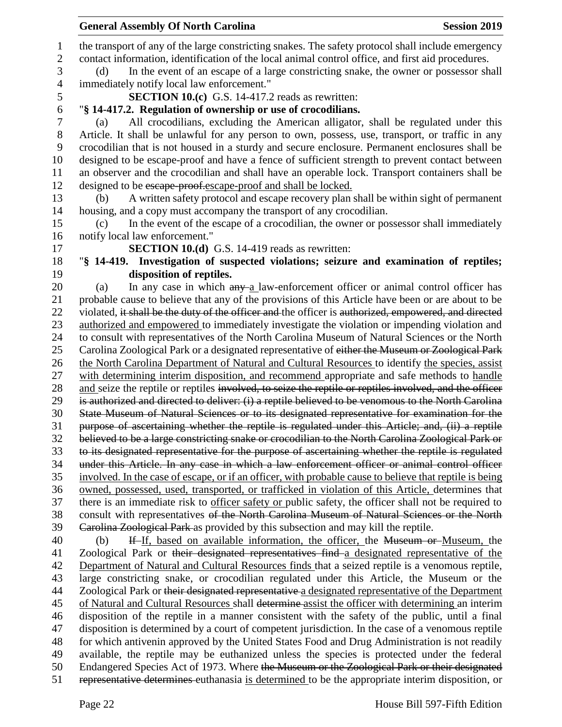the transport of any of the large constricting snakes. The safety protocol shall include emergency contact information, identification of the local animal control office, and first aid procedures.

(d) In the event of an escape of a large constricting snake, the owner or possessor shall immediately notify local law enforcement."

**SECTION 10.(c)** G.S. 14-417.2 reads as rewritten:

"**§ 14-417.2. Regulation of ownership or use of crocodilians.**

(a) All crocodilians, excluding the American alligator, shall be regulated under this Article. It shall be unlawful for any person to own, possess, use, transport, or traffic in any crocodilian that is not housed in a sturdy and secure enclosure. Permanent enclosures shall be designed to be escape-proof and have a fence of sufficient strength to prevent contact between an observer and the crocodilian and shall have an operable lock. Transport containers shall be designed to be ~~escape-proof.~~<u>escape-proof and shall be locked.</u>

(b) A written safety protocol and escape recovery plan shall be within sight of permanent housing, and a copy must accompany the transport of any crocodilian.

(c) In the event of the escape of a crocodilian, the owner or possessor shall immediately notify local law enforcement."

**SECTION 10.(d)** G.S. 14-419 reads as rewritten:

"**§ 14-419. Investigation of suspected violations; seizure and examination of reptiles; disposition of reptiles.**

(a) In any case in which ~~any~~ <u>a</u> law-enforcement officer or animal control officer has probable cause to believe that any of the provisions of this Article have been or are about to be violated, ~~it shall be the duty of the officer and~~ the officer is ~~authorized, empowered, and directed~~ <u>authorized and empowered</u> to immediately investigate the violation or impending violation and to consult with representatives of the North Carolina Museum of Natural Sciences or the North Carolina Zoological Park or a designated representative of ~~either the Museum or Zoological Park~~ <u>the North Carolina Department of Natural and Cultural Resources</u> to identify <u>the species, assist with determining interim disposition, and recommend</u> appropriate and safe methods to <u>handle and</u> seize the reptile or reptiles ~~involved, to seize the reptile or reptiles involved, and the officer is authorized and directed to deliver: (i) a reptile believed to be venomous to the North Carolina State Museum of Natural Sciences or to its designated representative for examination for the purpose of ascertaining whether the reptile is regulated under this Article; and, (ii) a reptile believed to be a large constricting snake or crocodilian to the North Carolina Zoological Park or to its designated representative for the purpose of ascertaining whether the reptile is regulated under this Article. In any case in which a law enforcement officer or animal control officer~~ <u>involved. In the case of escape, or if an officer, with probable cause to believe that reptile is being owned, possessed, used, transported, or trafficked in violation of this Article,</u> determines that there is an immediate risk to <u>officer safety or</u> public safety, the officer shall not be required to consult with representatives ~~of the North Carolina Museum of Natural Sciences or the North Carolina Zoological Park~~ as provided by this subsection and may kill the reptile.

(b) ~~If~~ <u>If, based on available information, the officer,</u> the ~~Museum or~~ <u>Museum, the</u> Zoological Park or ~~their designated representatives find~~ <u>a designated representative of the Department of Natural and Cultural Resources finds</u> that a seized reptile is a venomous reptile, large constricting snake, or crocodilian regulated under this Article, the Museum or the Zoological Park or ~~their designated representative~~ <u>a designated representative of the Department of Natural and Cultural Resources</u> shall ~~determine~~ <u>assist the officer with determining</u> an interim disposition of the reptile in a manner consistent with the safety of the public, until a final disposition is determined by a court of competent jurisdiction. In the case of a venomous reptile for which antivenin approved by the United States Food and Drug Administration is not readily available, the reptile may be euthanized unless the species is protected under the federal Endangered Species Act of 1973. Where ~~the Museum or the Zoological Park or their designated representative determines~~ euthanasia <u>is determined</u> to be the appropriate interim disposition, or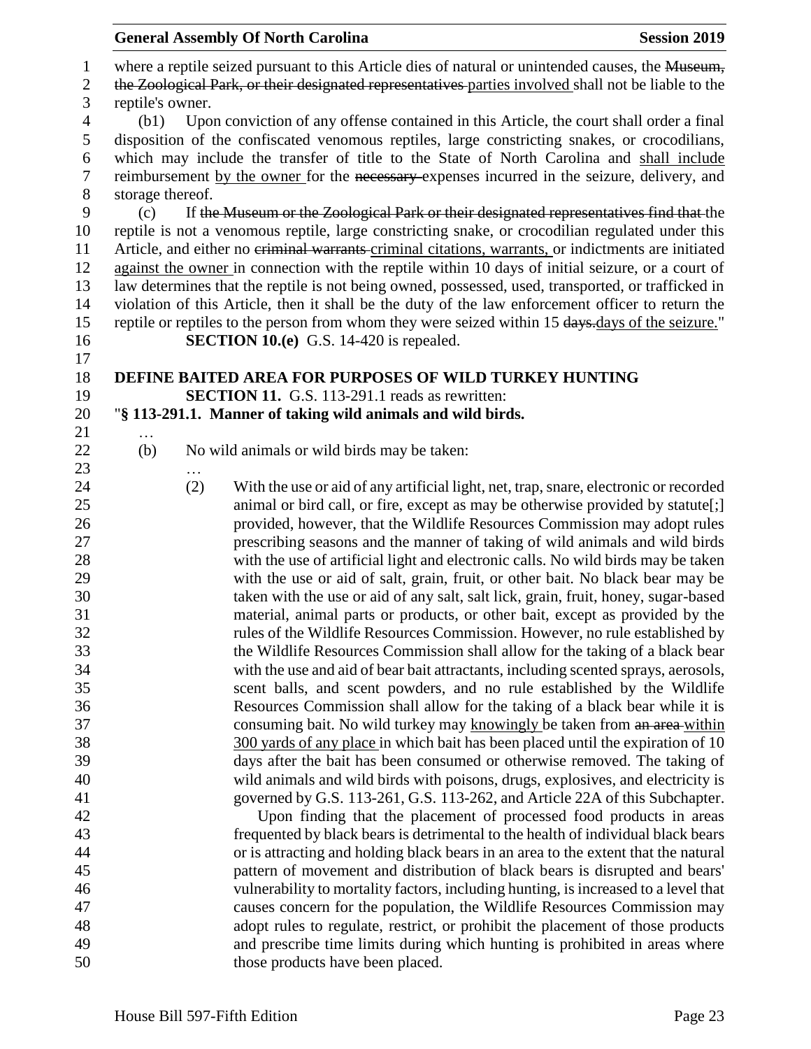where a reptile seized pursuant to this Article dies of natural or unintended causes, the ~~Museum, the Zoological Park, or their designated representatives~~ parties involved shall not be liable to the reptile's owner.

(b1) Upon conviction of any offense contained in this Article, the court shall order a final disposition of the confiscated venomous reptiles, large constricting snakes, or crocodilians, which may include the transfer of title to the State of North Carolina and shall include reimbursement by the owner for the ~~necessary~~ expenses incurred in the seizure, delivery, and storage thereof.

(c) If ~~the Museum or the Zoological Park or their designated representatives find that~~ the reptile is not a venomous reptile, large constricting snake, or crocodilian regulated under this Article, and either no ~~criminal warrants~~ criminal citations, warrants, or indictments are initiated against the owner in connection with the reptile within 10 days of initial seizure, or a court of law determines that the reptile is not being owned, possessed, used, transported, or trafficked in violation of this Article, then it shall be the duty of the law enforcement officer to return the reptile or reptiles to the person from whom they were seized within 15 ~~days.~~days of the seizure."

**SECTION 10.(e)** G.S. 14-420 is repealed.

**DEFINE BAITED AREA FOR PURPOSES OF WILD TURKEY HUNTING**

**SECTION 11.** G.S. 113-291.1 reads as rewritten:

"**§ 113-291.1. Manner of taking wild animals and wild birds.**

…

(b) No wild animals or wild birds may be taken:

…

(2) With the use or aid of any artificial light, net, trap, snare, electronic or recorded animal or bird call, or fire, except as may be otherwise provided by statute[;] provided, however, that the Wildlife Resources Commission may adopt rules prescribing seasons and the manner of taking of wild animals and wild birds with the use of artificial light and electronic calls. No wild birds may be taken with the use or aid of salt, grain, fruit, or other bait. No black bear may be taken with the use or aid of any salt, salt lick, grain, fruit, honey, sugar-based material, animal parts or products, or other bait, except as provided by the rules of the Wildlife Resources Commission. However, no rule established by the Wildlife Resources Commission shall allow for the taking of a black bear with the use and aid of bear bait attractants, including scented sprays, aerosols, scent balls, and scent powders, and no rule established by the Wildlife Resources Commission shall allow for the taking of a black bear while it is consuming bait. No wild turkey may knowingly be taken from ~~an area~~ within 300 yards of any place in which bait has been placed until the expiration of 10 days after the bait has been consumed or otherwise removed. The taking of wild animals and wild birds with poisons, drugs, explosives, and electricity is governed by G.S. 113-261, G.S. 113-262, and Article 22A of this Subchapter.

Upon finding that the placement of processed food products in areas frequented by black bears is detrimental to the health of individual black bears or is attracting and holding black bears in an area to the extent that the natural pattern of movement and distribution of black bears is disrupted and bears' vulnerability to mortality factors, including hunting, is increased to a level that causes concern for the population, the Wildlife Resources Commission may adopt rules to regulate, restrict, or prohibit the placement of those products and prescribe time limits during which hunting is prohibited in areas where those products have been placed.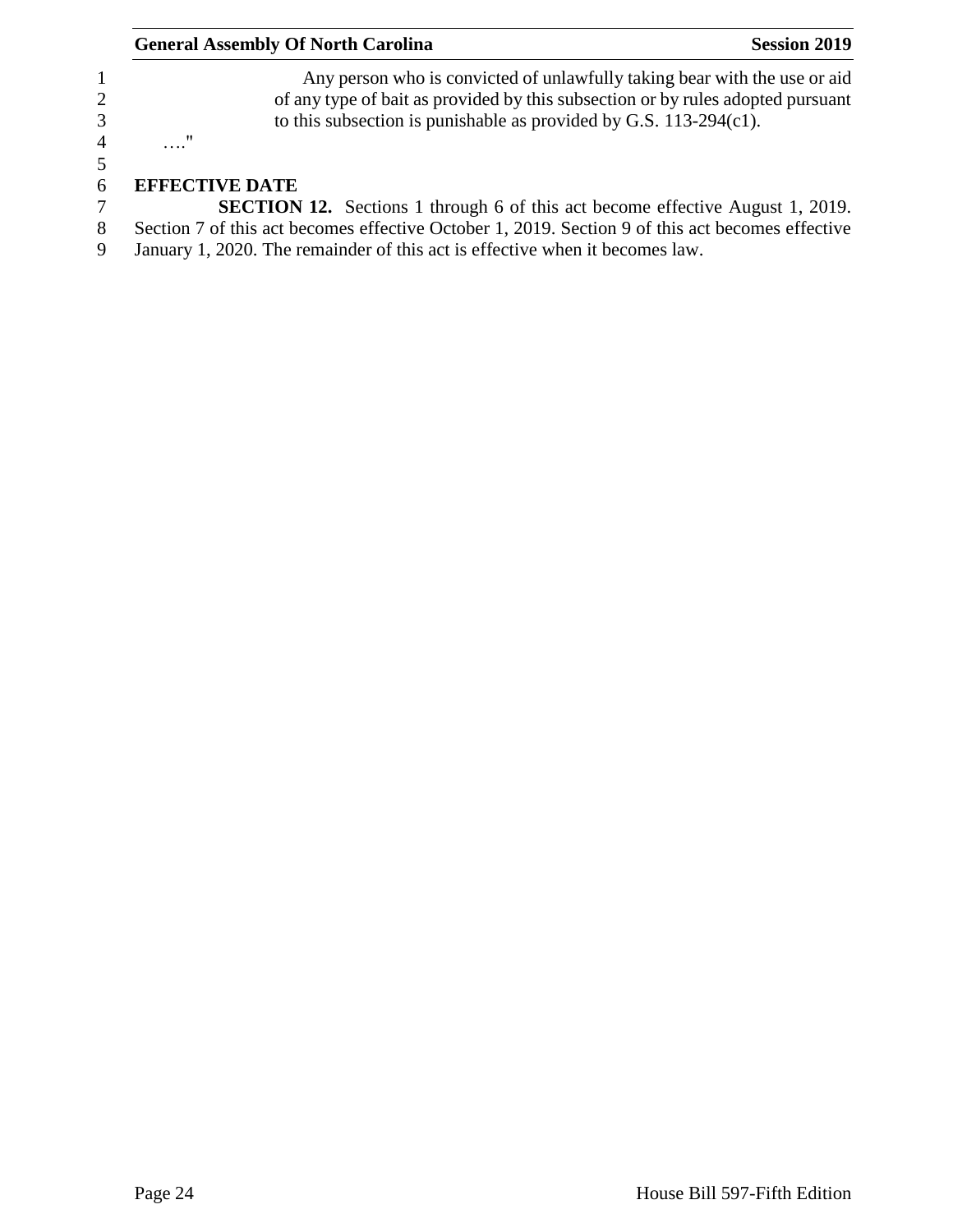Any person who is convicted of unlawfully taking bear with the use or aid of any type of bait as provided by this subsection or by rules adopted pursuant to this subsection is punishable as provided by G.S. 113-294(c1).

…."

**EFFECTIVE DATE**

**SECTION 12.** Sections 1 through 6 of this act become effective August 1, 2019. Section 7 of this act becomes effective October 1, 2019. Section 9 of this act becomes effective January 1, 2020. The remainder of this act is effective when it becomes law.